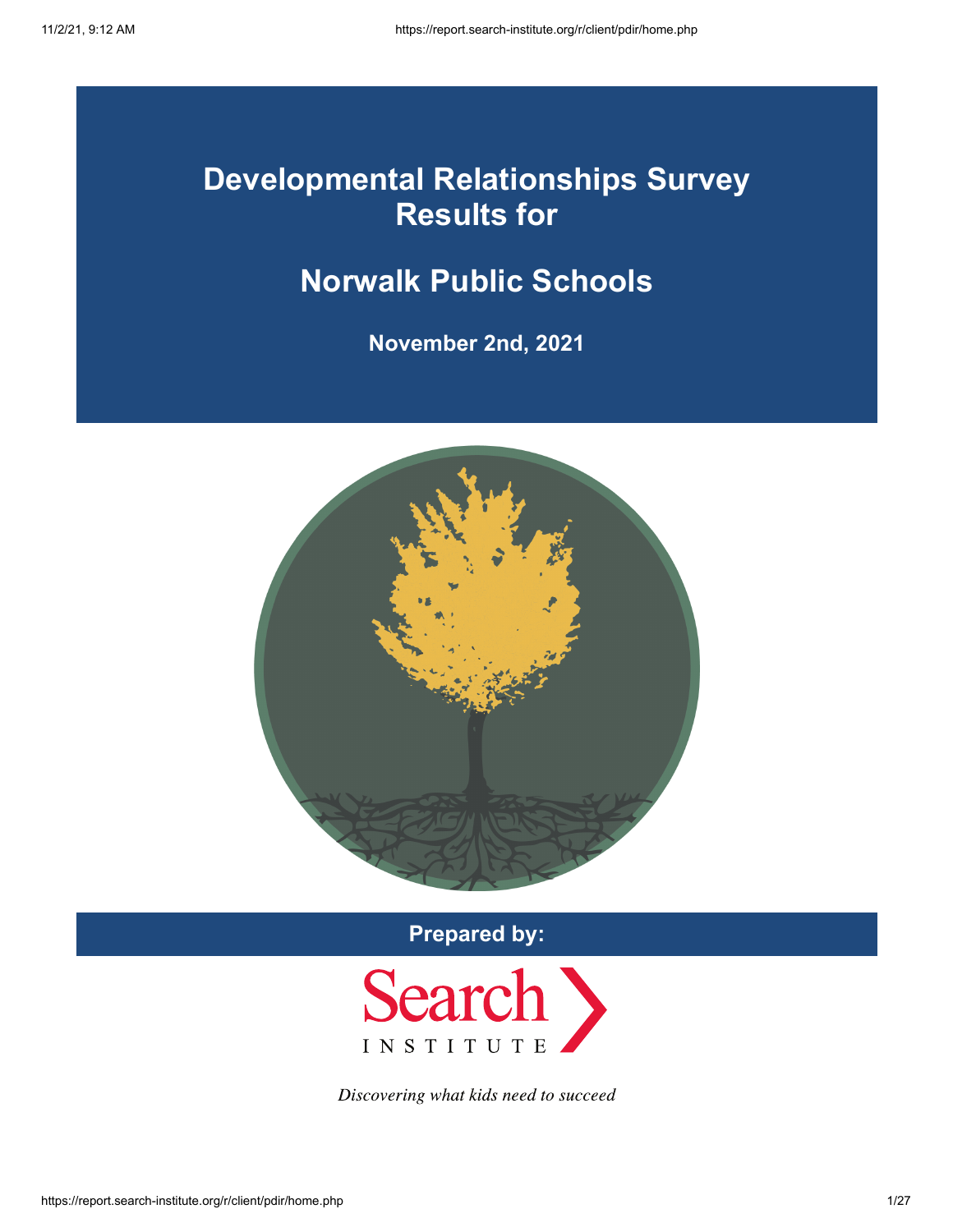# Developmental Relationships Survey Results for

# Norwalk Public Schools

**November 2nd, 2021**

**Prepared by:**

Search INSTITUTE

*Discovering what kids need to succeed*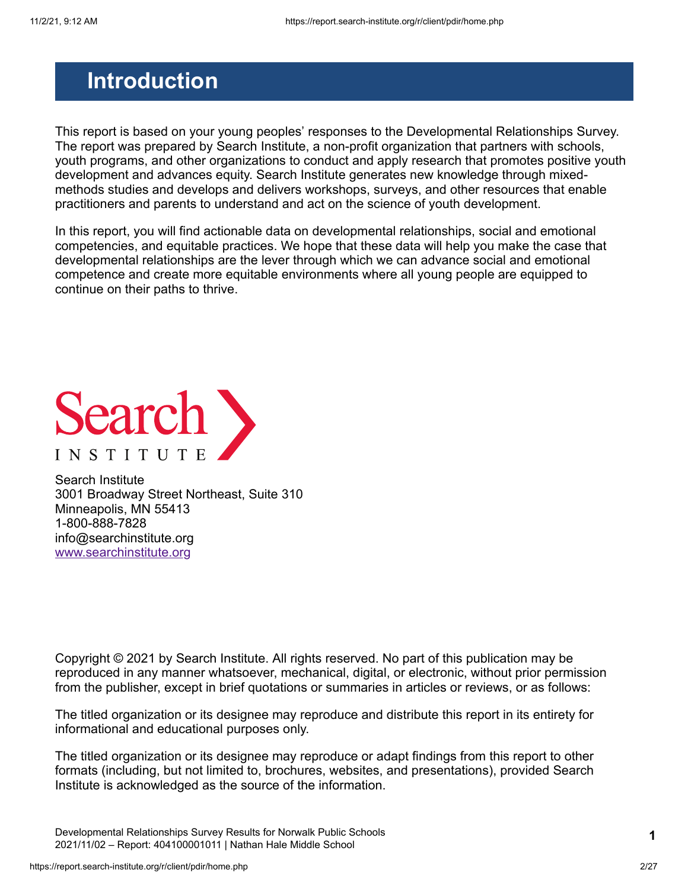# Introduction

This report is based on your young peoples' responses to the Developmental Relationships Survey. The report was prepared by Search Institute, a non-profit organization that partners with schools, youth programs, and other organizations to conduct and apply research that promotes positive youth development and advances equity. Search Institute generates new knowledge through mixed-methods studies and develops and delivers workshops, surveys, and other resources that enable practitioners and parents to understand and act on the science of youth development.

In this report, you will find actionable data on developmental relationships, social and emotional competencies, and equitable practices. We hope that these data will help you make the case that developmental relationships are the lever through which we can advance social and emotional competence and create more equitable environments where all young people are equipped to continue on their paths to thrive.

Search INSTITUTE

Search Institute
3001 Broadway Street Northeast, Suite 310
Minneapolis, MN 55413
1-800-888-7828
info@searchinstitute.org
www.searchinstitute.org

Copyright © 2021 by Search Institute. All rights reserved. No part of this publication may be reproduced in any manner whatsoever, mechanical, digital, or electronic, without prior permission from the publisher, except in brief quotations or summaries in articles or reviews, or as follows:

The titled organization or its designee may reproduce and distribute this report in its entirety for informational and educational purposes only.

The titled organization or its designee may reproduce or adapt findings from this report to other formats (including, but not limited to, brochures, websites, and presentations), provided Search Institute is acknowledged as the source of the information.

Developmental Relationships Survey Results for Norwalk Public Schools
2021/11/02 – Report: 404100001011 | Nathan Hale Middle School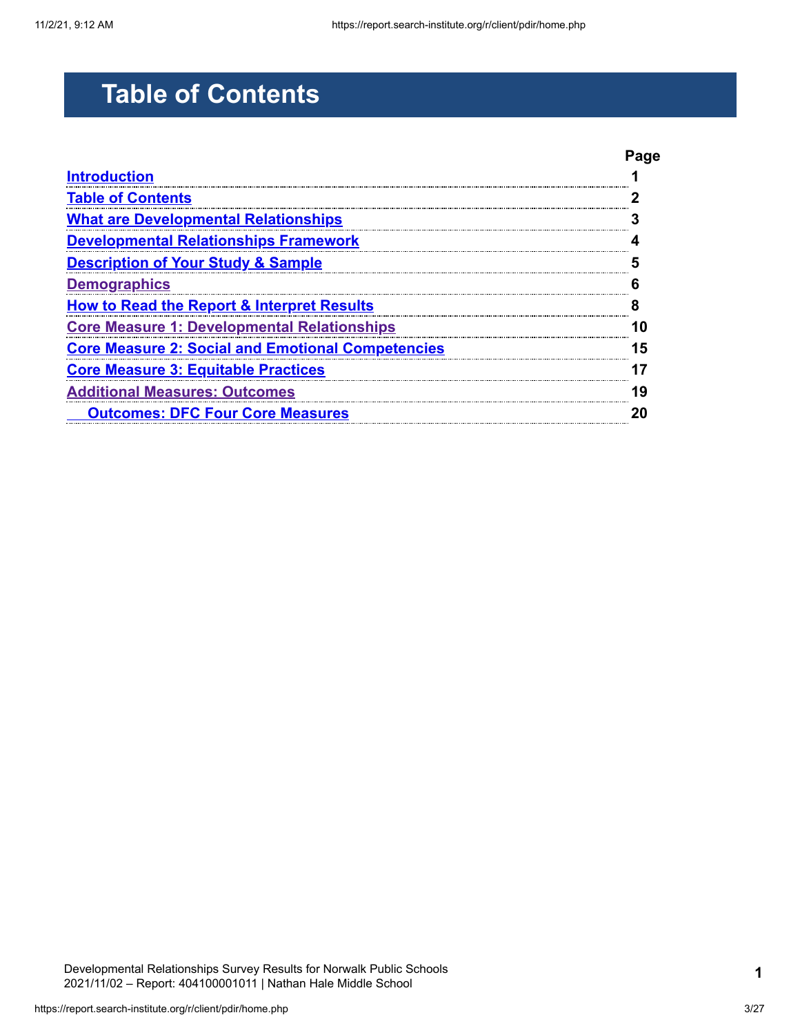# Table of Contents

| | Page |
|---|---|
| Introduction | 1 |
| Table of Contents | 2 |
| What are Developmental Relationships | 3 |
| Developmental Relationships Framework | 4 |
| Description of Your Study & Sample | 5 |
| Demographics | 6 |
| How to Read the Report & Interpret Results | 8 |
| Core Measure 1: Developmental Relationships | 10 |
| Core Measure 2: Social and Emotional Competencies | 15 |
| Core Measure 3: Equitable Practices | 17 |
| Additional Measures: Outcomes | 19 |
| Outcomes: DFC Four Core Measures | 20 |

Developmental Relationships Survey Results for Norwalk Public Schools
2021/11/02 – Report: 404100001011 | Nathan Hale Middle School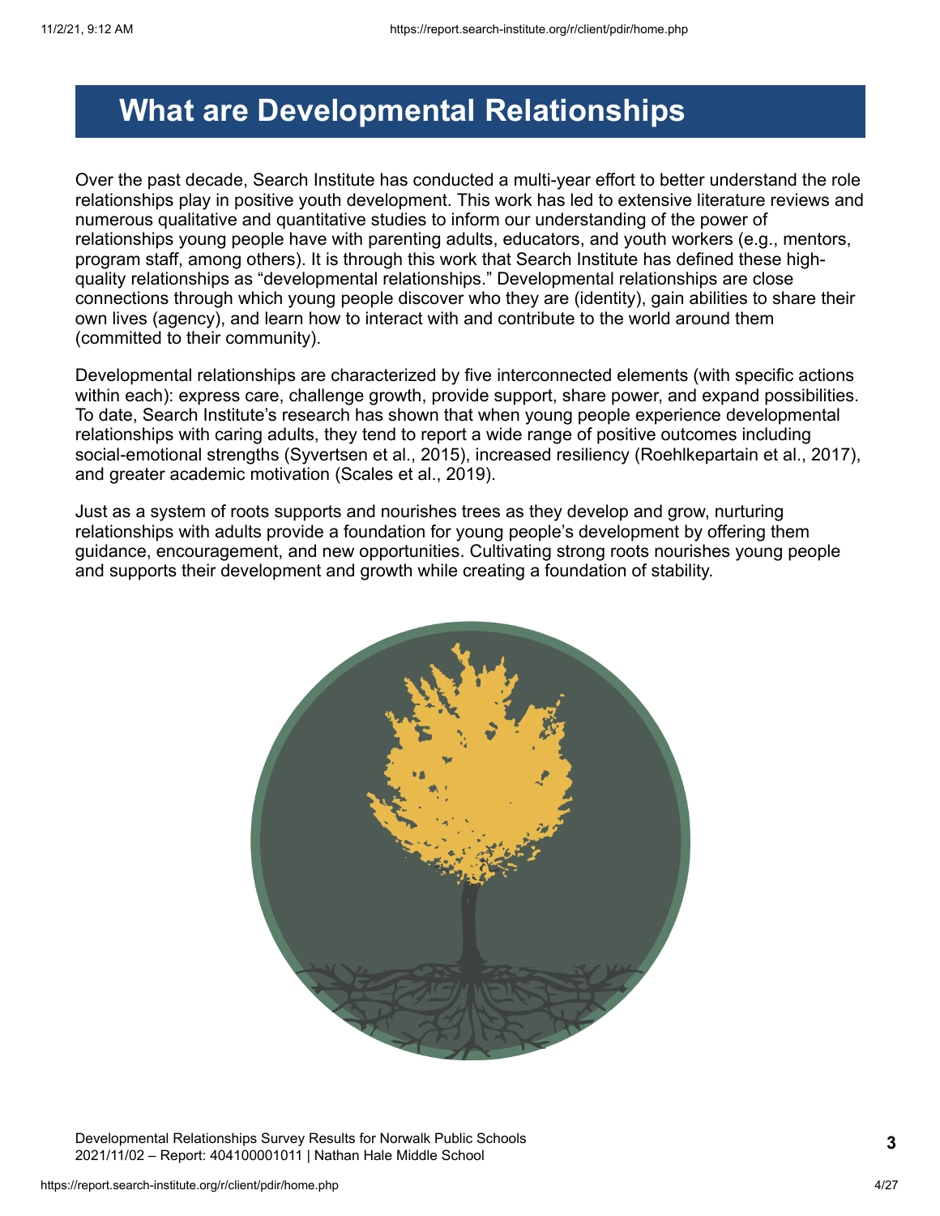# What are Developmental Relationships

Over the past decade, Search Institute has conducted a multi-year effort to better understand the role relationships play in positive youth development. This work has led to extensive literature reviews and numerous qualitative and quantitative studies to inform our understanding of the power of relationships young people have with parenting adults, educators, and youth workers (e.g., mentors, program staff, among others). It is through this work that Search Institute has defined these high-quality relationships as "developmental relationships." Developmental relationships are close connections through which young people discover who they are (identity), gain abilities to share their own lives (agency), and learn how to interact with and contribute to the world around them (committed to their community).

Developmental relationships are characterized by five interconnected elements (with specific actions within each): express care, challenge growth, provide support, share power, and expand possibilities. To date, Search Institute's research has shown that when young people experience developmental relationships with caring adults, they tend to report a wide range of positive outcomes including social-emotional strengths (Syvertsen et al., 2015), increased resiliency (Roehlkepartain et al., 2017), and greater academic motivation (Scales et al., 2019).

Just as a system of roots supports and nourishes trees as they develop and grow, nurturing relationships with adults provide a foundation for young people's development by offering them guidance, encouragement, and new opportunities. Cultivating strong roots nourishes young people and supports their development and growth while creating a foundation of stability.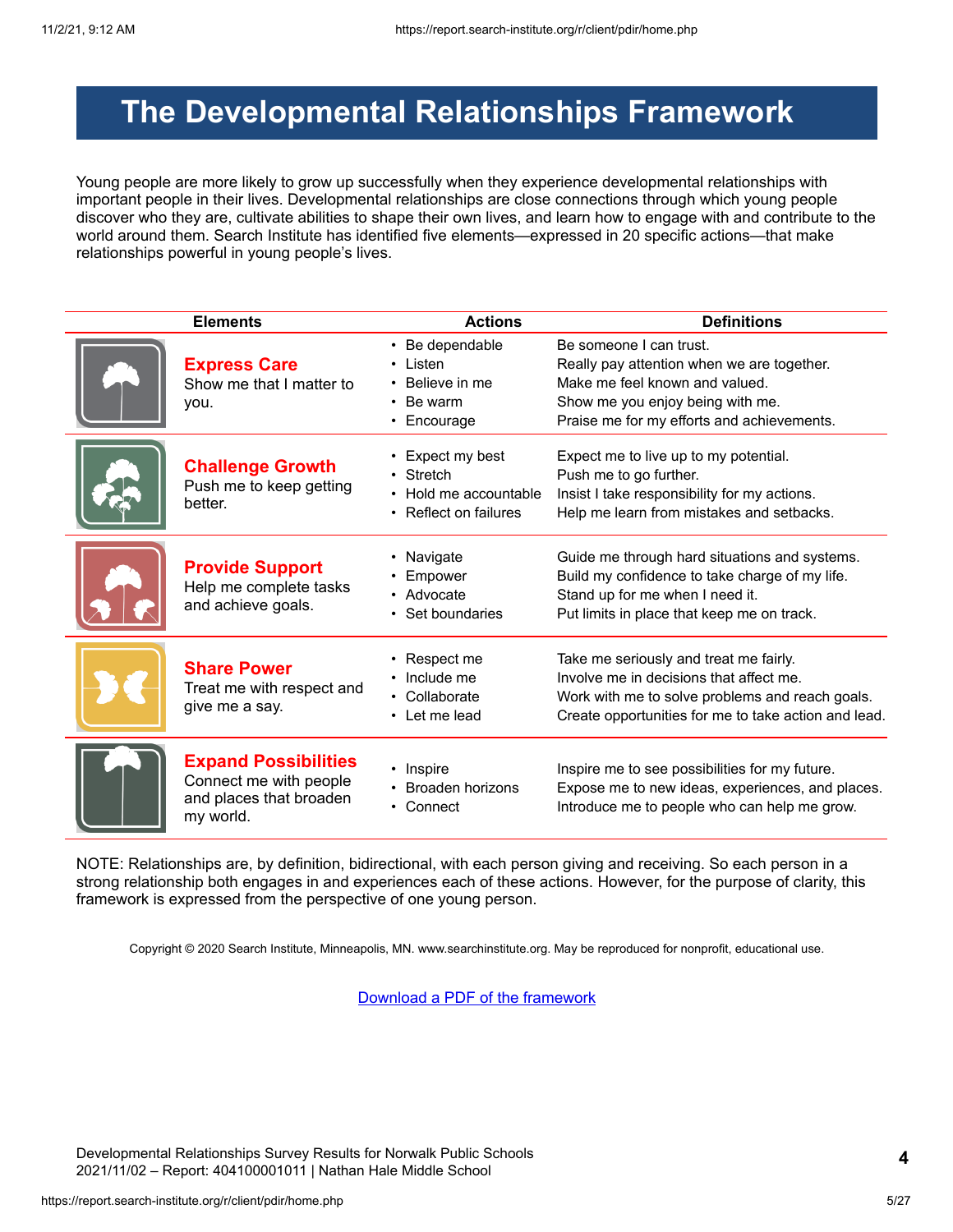# The Developmental Relationships Framework

Young people are more likely to grow up successfully when they experience developmental relationships with important people in their lives. Developmental relationships are close connections through which young people discover who they are, cultivate abilities to shape their own lives, and learn how to engage with and contribute to the world around them. Search Institute has identified five elements—expressed in 20 specific actions—that make relationships powerful in young people's lives.

| Elements | Actions | Definitions |
|---|---|---|
| **Express Care** Show me that I matter to you. | • Be dependable<br>• Listen<br>• Believe in me<br>• Be warm<br>• Encourage | Be someone I can trust.<br>Really pay attention when we are together.<br>Make me feel known and valued.<br>Show me you enjoy being with me.<br>Praise me for my efforts and achievements. |
| **Challenge Growth** Push me to keep getting better. | • Expect my best<br>• Stretch<br>• Hold me accountable<br>• Reflect on failures | Expect me to live up to my potential.<br>Push me to go further.<br>Insist I take responsibility for my actions.<br>Help me learn from mistakes and setbacks. |
| **Provide Support** Help me complete tasks and achieve goals. | • Navigate<br>• Empower<br>• Advocate<br>• Set boundaries | Guide me through hard situations and systems.<br>Build my confidence to take charge of my life.<br>Stand up for me when I need it.<br>Put limits in place that keep me on track. |
| **Share Power** Treat me with respect and give me a say. | • Respect me<br>• Include me<br>• Collaborate<br>• Let me lead | Take me seriously and treat me fairly.<br>Involve me in decisions that affect me.<br>Work with me to solve problems and reach goals.<br>Create opportunities for me to take action and lead. |
| **Expand Possibilities** Connect me with people and places that broaden my world. | • Inspire<br>• Broaden horizons<br>• Connect | Inspire me to see possibilities for my future.<br>Expose me to new ideas, experiences, and places.<br>Introduce me to people who can help me grow. |

NOTE: Relationships are, by definition, bidirectional, with each person giving and receiving. So each person in a strong relationship both engages in and experiences each of these actions. However, for the purpose of clarity, this framework is expressed from the perspective of one young person.

Copyright © 2020 Search Institute, Minneapolis, MN. www.searchinstitute.org. May be reproduced for nonprofit, educational use.

Download a PDF of the framework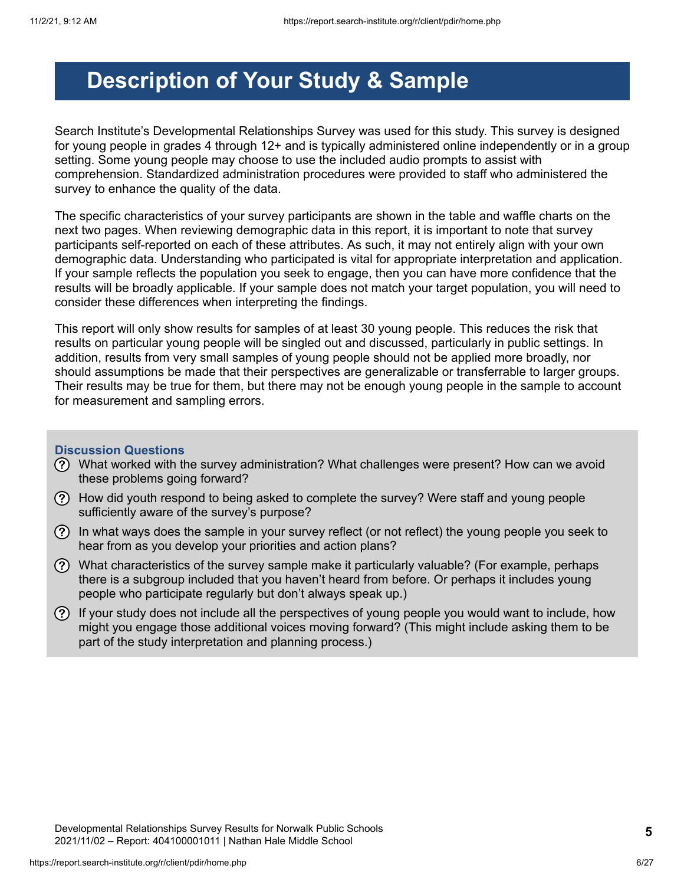# Description of Your Study & Sample

Search Institute's Developmental Relationships Survey was used for this study. This survey is designed for young people in grades 4 through 12+ and is typically administered online independently or in a group setting. Some young people may choose to use the included audio prompts to assist with comprehension. Standardized administration procedures were provided to staff who administered the survey to enhance the quality of the data.

The specific characteristics of your survey participants are shown in the table and waffle charts on the next two pages. When reviewing demographic data in this report, it is important to note that survey participants self-reported on each of these attributes. As such, it may not entirely align with your own demographic data. Understanding who participated is vital for appropriate interpretation and application. If your sample reflects the population you seek to engage, then you can have more confidence that the results will be broadly applicable. If your sample does not match your target population, you will need to consider these differences when interpreting the findings.

This report will only show results for samples of at least 30 young people. This reduces the risk that results on particular young people will be singled out and discussed, particularly in public settings. In addition, results from very small samples of young people should not be applied more broadly, nor should assumptions be made that their perspectives are generalizable or transferrable to larger groups. Their results may be true for them, but there may not be enough young people in the sample to account for measurement and sampling errors.

### Discussion Questions

- What worked with the survey administration? What challenges were present? How can we avoid these problems going forward?
- How did youth respond to being asked to complete the survey? Were staff and young people sufficiently aware of the survey's purpose?
- In what ways does the sample in your survey reflect (or not reflect) the young people you seek to hear from as you develop your priorities and action plans?
- What characteristics of the survey sample make it particularly valuable? (For example, perhaps there is a subgroup included that you haven't heard from before. Or perhaps it includes young people who participate regularly but don't always speak up.)
- If your study does not include all the perspectives of young people you would want to include, how might you engage those additional voices moving forward? (This might include asking them to be part of the study interpretation and planning process.)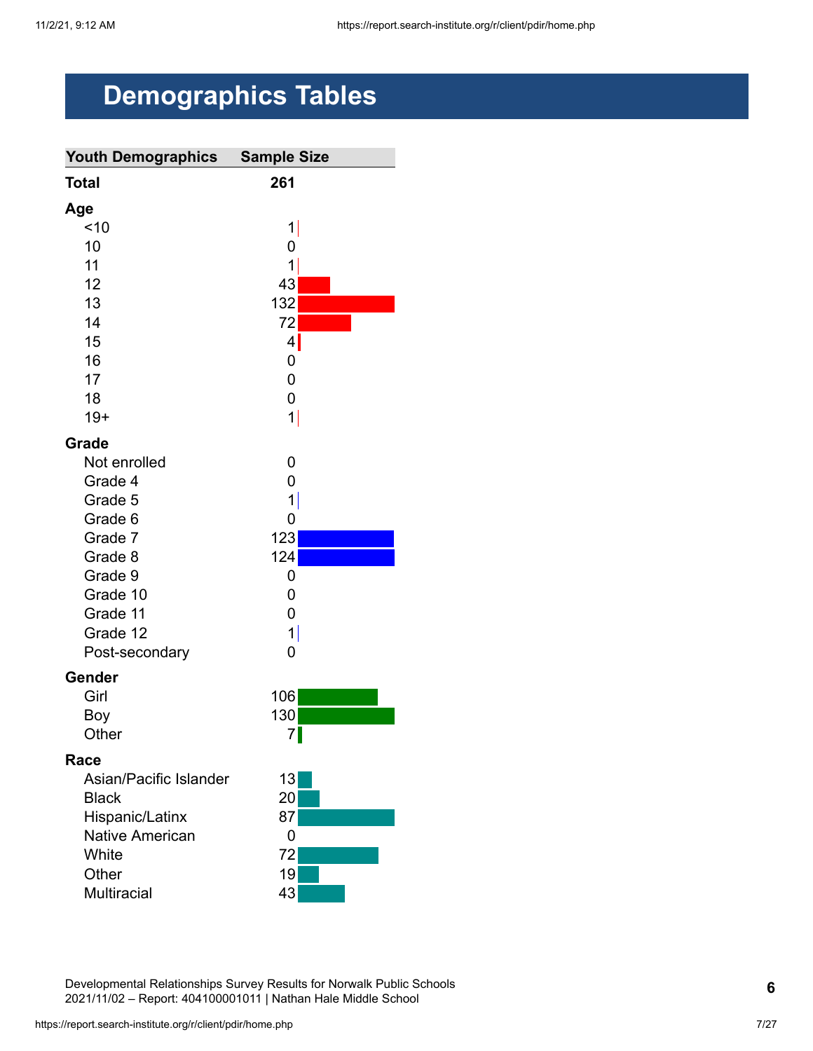# Demographics Tables

| Youth Demographics | Sample Size |
|---|---|
| **Total** | **261** |
| **Age** | |
| <10 | 1 |
| 10 | 0 |
| 11 | 1 |
| 12 | 43 |
| 13 | 132 |
| 14 | 72 |
| 15 | 4 |
| 16 | 0 |
| 17 | 0 |
| 18 | 0 |
| 19+ | 1 |
| **Grade** | |
| Not enrolled | 0 |
| Grade 4 | 0 |
| Grade 5 | 1 |
| Grade 6 | 0 |
| Grade 7 | 123 |
| Grade 8 | 124 |
| Grade 9 | 0 |
| Grade 10 | 0 |
| Grade 11 | 0 |
| Grade 12 | 1 |
| Post-secondary | 0 |
| **Gender** | |
| Girl | 106 |
| Boy | 130 |
| Other | 7 |
| **Race** | |
| Asian/Pacific Islander | 13 |
| Black | 20 |
| Hispanic/Latinx | 87 |
| Native American | 0 |
| White | 72 |
| Other | 19 |
| Multiracial | 43 |

Developmental Relationships Survey Results for Norwalk Public Schools
2021/11/02 – Report: 404100001011 | Nathan Hale Middle School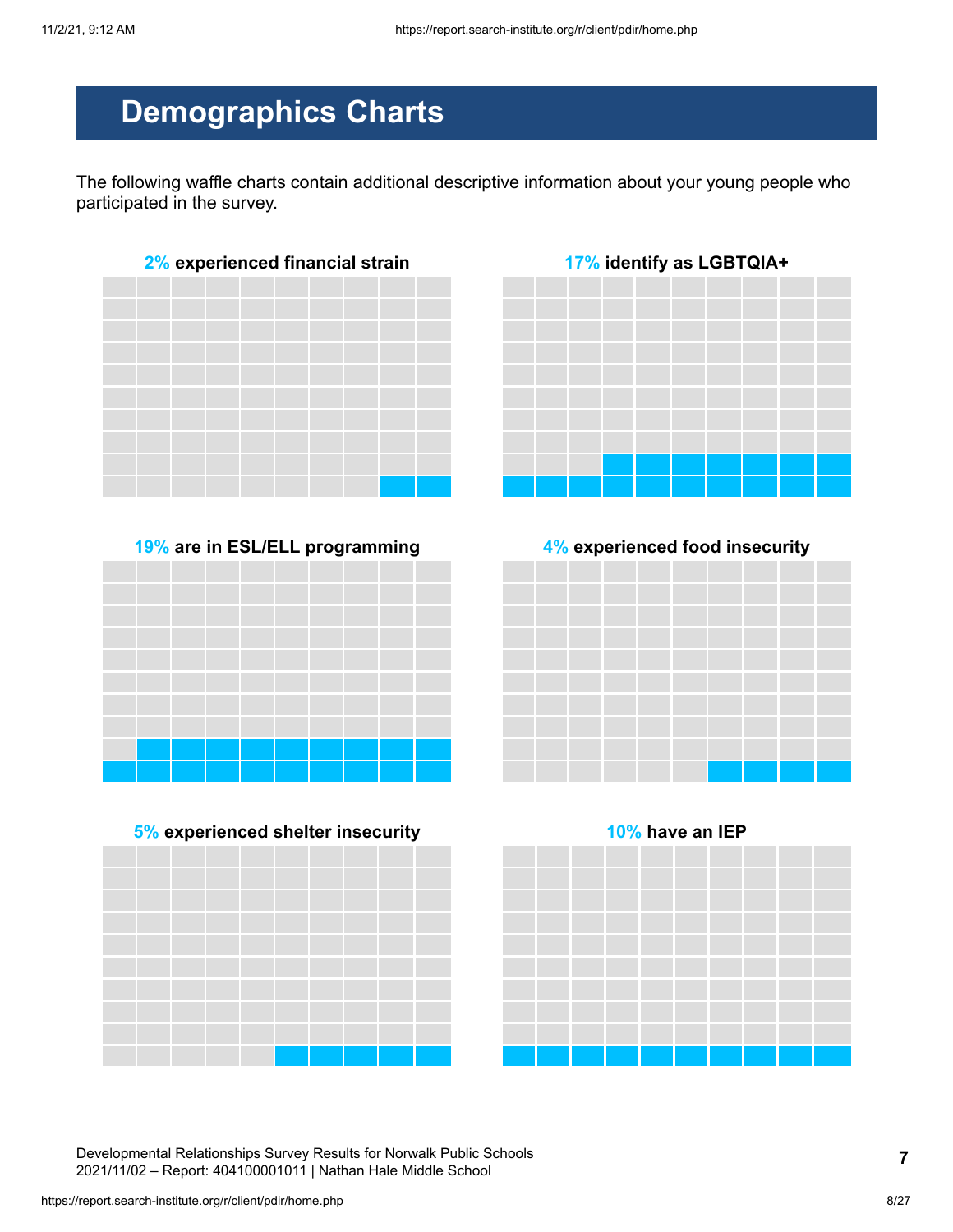# Demographics Charts

The following waffle charts contain additional descriptive information about your young people who participated in the survey.

**2% experienced financial strain**

**17% identify as LGBTQIA+**

**19% are in ESL/ELL programming**

**4% experienced food insecurity**

**5% experienced shelter insecurity**

**10% have an IEP**

Developmental Relationships Survey Results for Norwalk Public Schools
2021/11/02 – Report: 404100001011 | Nathan Hale Middle School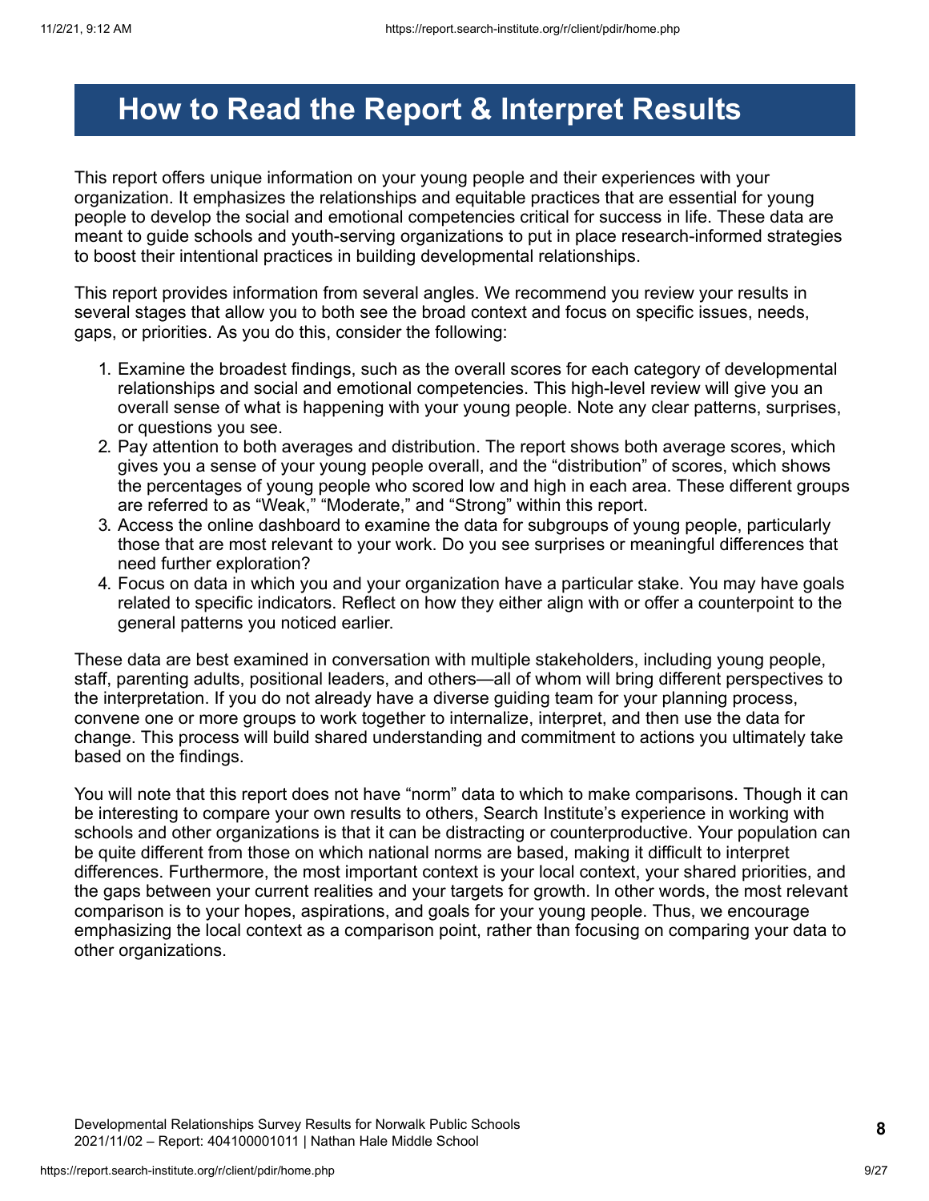# How to Read the Report & Interpret Results

This report offers unique information on your young people and their experiences with your organization. It emphasizes the relationships and equitable practices that are essential for young people to develop the social and emotional competencies critical for success in life. These data are meant to guide schools and youth-serving organizations to put in place research-informed strategies to boost their intentional practices in building developmental relationships.

This report provides information from several angles. We recommend you review your results in several stages that allow you to both see the broad context and focus on specific issues, needs, gaps, or priorities. As you do this, consider the following:

1. Examine the broadest findings, such as the overall scores for each category of developmental relationships and social and emotional competencies. This high-level review will give you an overall sense of what is happening with your young people. Note any clear patterns, surprises, or questions you see.
2. Pay attention to both averages and distribution. The report shows both average scores, which gives you a sense of your young people overall, and the "distribution" of scores, which shows the percentages of young people who scored low and high in each area. These different groups are referred to as "Weak," "Moderate," and "Strong" within this report.
3. Access the online dashboard to examine the data for subgroups of young people, particularly those that are most relevant to your work. Do you see surprises or meaningful differences that need further exploration?
4. Focus on data in which you and your organization have a particular stake. You may have goals related to specific indicators. Reflect on how they either align with or offer a counterpoint to the general patterns you noticed earlier.

These data are best examined in conversation with multiple stakeholders, including young people, staff, parenting adults, positional leaders, and others—all of whom will bring different perspectives to the interpretation. If you do not already have a diverse guiding team for your planning process, convene one or more groups to work together to internalize, interpret, and then use the data for change. This process will build shared understanding and commitment to actions you ultimately take based on the findings.

You will note that this report does not have "norm" data to which to make comparisons. Though it can be interesting to compare your own results to others, Search Institute's experience in working with schools and other organizations is that it can be distracting or counterproductive. Your population can be quite different from those on which national norms are based, making it difficult to interpret differences. Furthermore, the most important context is your local context, your shared priorities, and the gaps between your current realities and your targets for growth. In other words, the most relevant comparison is to your hopes, aspirations, and goals for your young people. Thus, we encourage emphasizing the local context as a comparison point, rather than focusing on comparing your data to other organizations.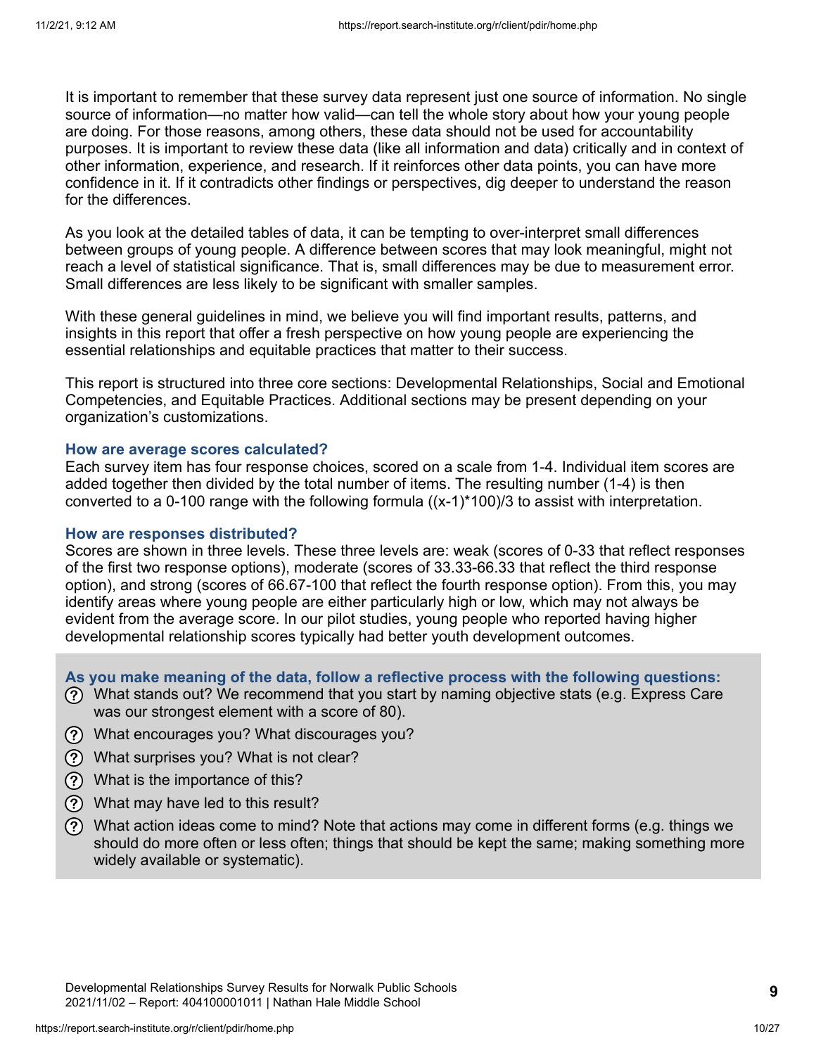It is important to remember that these survey data represent just one source of information. No single source of information—no matter how valid—can tell the whole story about how your young people are doing. For those reasons, among others, these data should not be used for accountability purposes. It is important to review these data (like all information and data) critically and in context of other information, experience, and research. If it reinforces other data points, you can have more confidence in it. If it contradicts other findings or perspectives, dig deeper to understand the reason for the differences.

As you look at the detailed tables of data, it can be tempting to over-interpret small differences between groups of young people. A difference between scores that may look meaningful, might not reach a level of statistical significance. That is, small differences may be due to measurement error. Small differences are less likely to be significant with smaller samples.

With these general guidelines in mind, we believe you will find important results, patterns, and insights in this report that offer a fresh perspective on how young people are experiencing the essential relationships and equitable practices that matter to their success.

This report is structured into three core sections: Developmental Relationships, Social and Emotional Competencies, and Equitable Practices. Additional sections may be present depending on your organization's customizations.

### How are average scores calculated?

Each survey item has four response choices, scored on a scale from 1-4. Individual item scores are added together then divided by the total number of items. The resulting number (1-4) is then converted to a 0-100 range with the following formula $((x-1)*100)/3$ to assist with interpretation.

### How are responses distributed?

Scores are shown in three levels. These three levels are: weak (scores of 0-33 that reflect responses of the first two response options), moderate (scores of 33.33-66.33 that reflect the third response option), and strong (scores of 66.67-100 that reflect the fourth response option). From this, you may identify areas where young people are either particularly high or low, which may not always be evident from the average score. In our pilot studies, young people who reported having higher developmental relationship scores typically had better youth development outcomes.

### As you make meaning of the data, follow a reflective process with the following questions:

- What stands out? We recommend that you start by naming objective stats (e.g. Express Care was our strongest element with a score of 80).
- What encourages you? What discourages you?
- What surprises you? What is not clear?
- What is the importance of this?
- What may have led to this result?
- What action ideas come to mind? Note that actions may come in different forms (e.g. things we should do more often or less often; things that should be kept the same; making something more widely available or systematic).

Developmental Relationships Survey Results for Norwalk Public Schools
2021/11/02 – Report: 404100001011 | Nathan Hale Middle School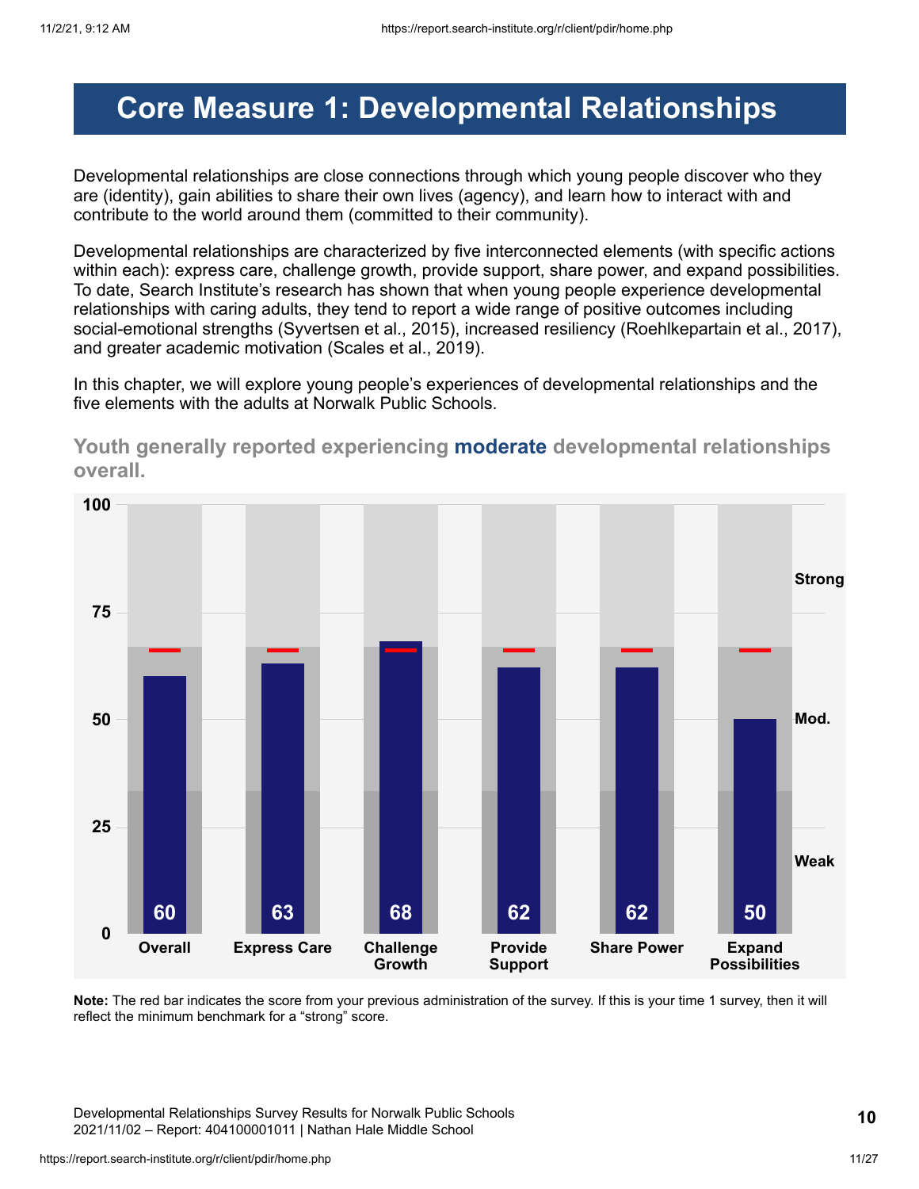# Core Measure 1: Developmental Relationships

Developmental relationships are close connections through which young people discover who they are (identity), gain abilities to share their own lives (agency), and learn how to interact with and contribute to the world around them (committed to their community).

Developmental relationships are characterized by five interconnected elements (with specific actions within each): express care, challenge growth, provide support, share power, and expand possibilities. To date, Search Institute's research has shown that when young people experience developmental relationships with caring adults, they tend to report a wide range of positive outcomes including social-emotional strengths (Syvertsen et al., 2015), increased resiliency (Roehlkepartain et al., 2017), and greater academic motivation (Scales et al., 2019).

In this chapter, we will explore young people's experiences of developmental relationships and the five elements with the adults at Norwalk Public Schools.

## Youth generally reported experiencing moderate developmental relationships overall.

| | Overall | Express Care | Challenge Growth | Provide Support | Share Power | Expand Possibilities |
|---|---|---|---|---|---|---|
| Score | 60 | 63 | 68 | 62 | 62 | 50 |

Scale: 0–100 (Weak, Mod., Strong)

**Note:** The red bar indicates the score from your previous administration of the survey. If this is your time 1 survey, then it will reflect the minimum benchmark for a "strong" score.

Developmental Relationships Survey Results for Norwalk Public Schools
2021/11/02 – Report: 404100001011 | Nathan Hale Middle School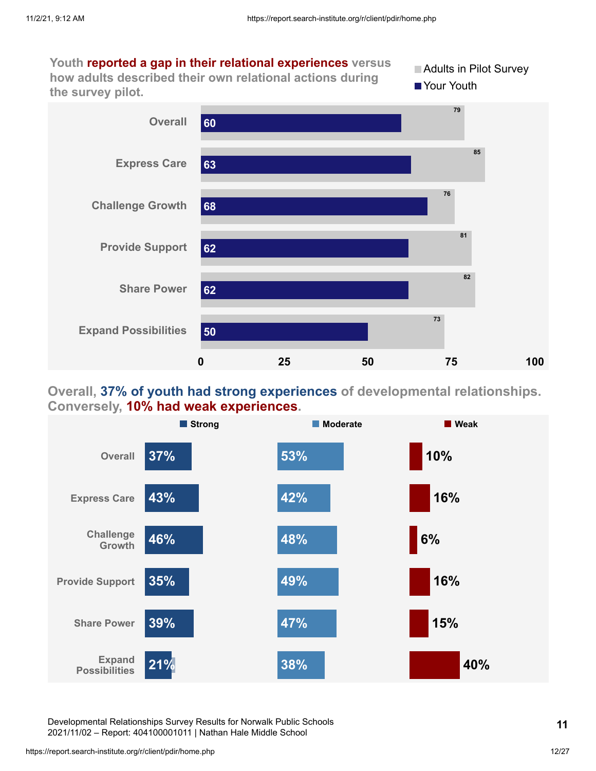## Youth reported a gap in their relational experiences versus how adults described their own relational actions during the survey pilot.

| | Your Youth | Adults in Pilot Survey |
|---|---|---|
| Overall | 60 | 79 |
| Express Care | 63 | 85 |
| Challenge Growth | 68 | 76 |
| Provide Support | 62 | 81 |
| Share Power | 62 | 82 |
| Expand Possibilities | 50 | 73 |

## Overall, 37% of youth had strong experiences of developmental relationships. Conversely, 10% had weak experiences.

| | Strong | Moderate | Weak |
|---|---|---|---|
| Overall | 37% | 53% | 10% |
| Express Care | 43% | 42% | 16% |
| Challenge Growth | 46% | 48% | 6% |
| Provide Support | 35% | 49% | 16% |
| Share Power | 39% | 47% | 15% |
| Expand Possibilities | 21% | 38% | 40% |

Developmental Relationships Survey Results for Norwalk Public Schools
2021/11/02 – Report: 404100001011 | Nathan Hale Middle School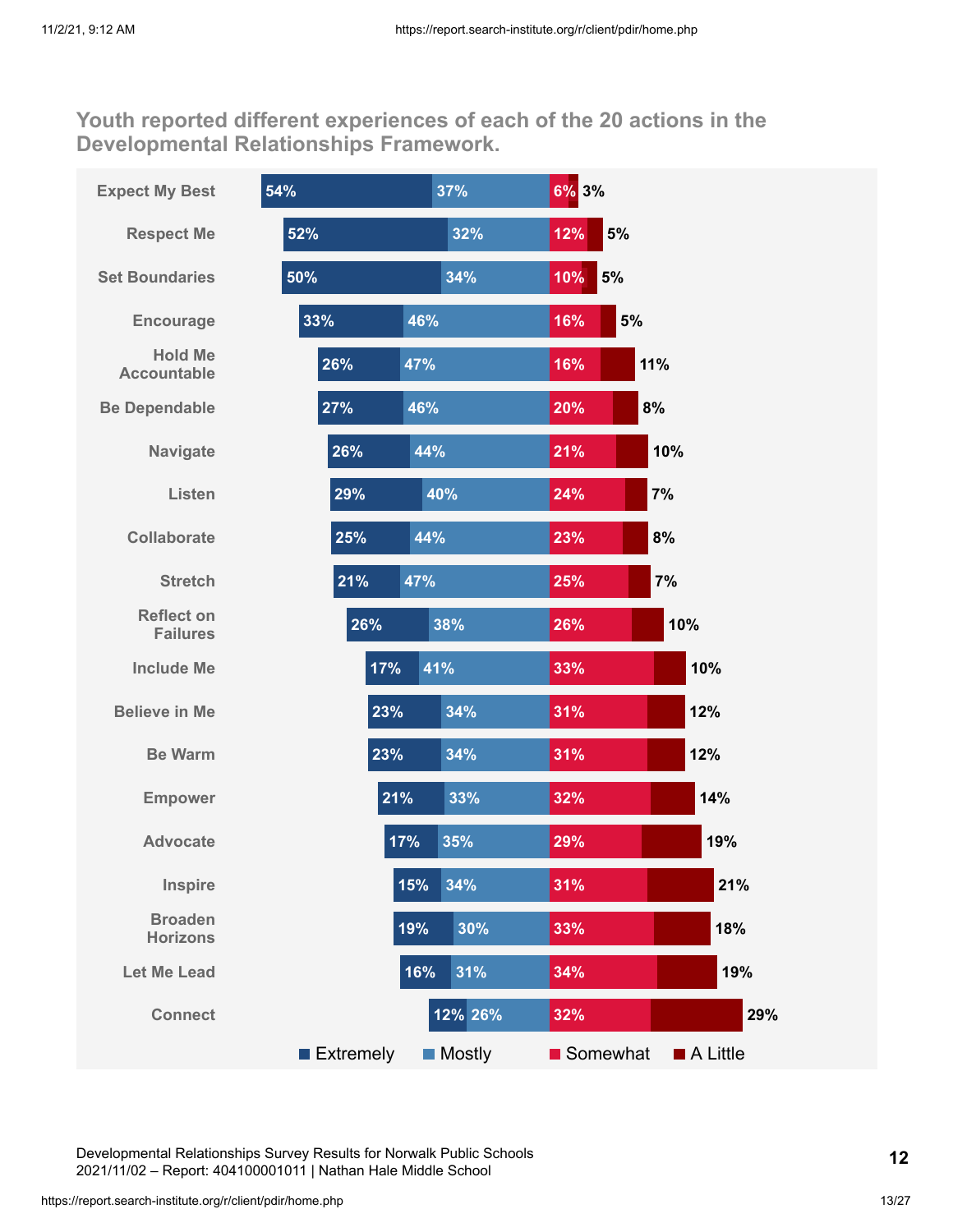## Youth reported different experiences of each of the 20 actions in the Developmental Relationships Framework.

| Action | Extremely | Mostly | Somewhat | A Little |
| --- | --- | --- | --- | --- |
| Expect My Best | 54% | 37% | 6% | 3% |
| Respect Me | 52% | 32% | 12% | 5% |
| Set Boundaries | 50% | 34% | 10% | 5% |
| Encourage | 33% | 46% | 16% | 5% |
| Hold Me Accountable | 26% | 47% | 16% | 11% |
| Be Dependable | 27% | 46% | 20% | 8% |
| Navigate | 26% | 44% | 21% | 10% |
| Listen | 29% | 40% | 24% | 7% |
| Collaborate | 25% | 44% | 23% | 8% |
| Stretch | 21% | 47% | 25% | 7% |
| Reflect on Failures | 26% | 38% | 26% | 10% |
| Include Me | 17% | 41% | 33% | 10% |
| Believe in Me | 23% | 34% | 31% | 12% |
| Be Warm | 23% | 34% | 31% | 12% |
| Empower | 21% | 33% | 32% | 14% |
| Advocate | 17% | 35% | 29% | 19% |
| Inspire | 15% | 34% | 31% | 21% |
| Broaden Horizons | 19% | 30% | 33% | 18% |
| Let Me Lead | 16% | 31% | 34% | 19% |
| Connect | 12% | 26% | 32% | 29% |

Developmental Relationships Survey Results for Norwalk Public Schools
2021/11/02 – Report: 404100001011 | Nathan Hale Middle School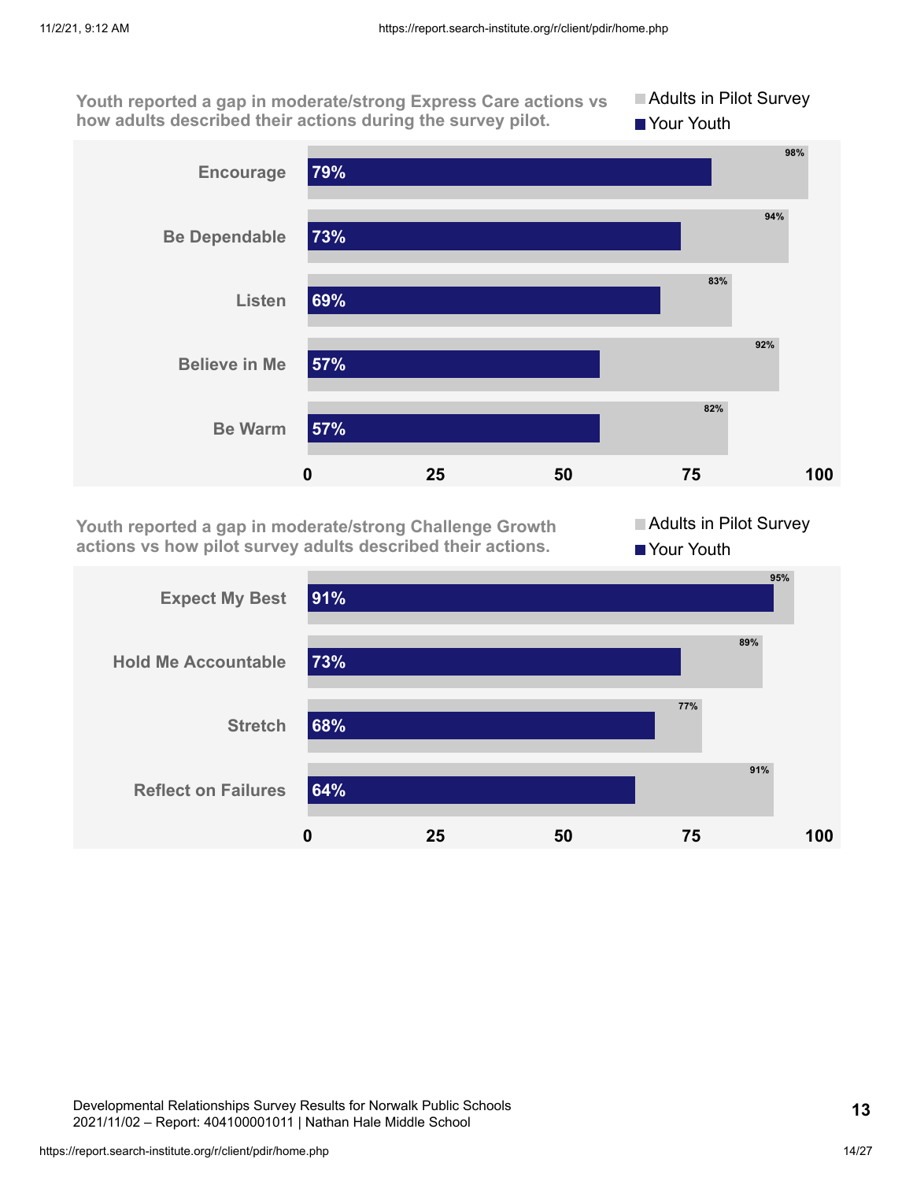**Youth reported a gap in moderate/strong Express Care actions vs how adults described their actions during the survey pilot.**

| | Adults in Pilot Survey | Your Youth |
|---|---|---|
| Encourage | 98% | 79% |
| Be Dependable | 94% | 73% |
| Listen | 83% | 69% |
| Believe in Me | 92% | 57% |
| Be Warm | 82% | 57% |

**Youth reported a gap in moderate/strong Challenge Growth actions vs how pilot survey adults described their actions.**

| | Adults in Pilot Survey | Your Youth |
|---|---|---|
| Expect My Best | 95% | 91% |
| Hold Me Accountable | 89% | 73% |
| Stretch | 77% | 68% |
| Reflect on Failures | 91% | 64% |

Developmental Relationships Survey Results for Norwalk Public Schools
2021/11/02 – Report: 404100001011 | Nathan Hale Middle School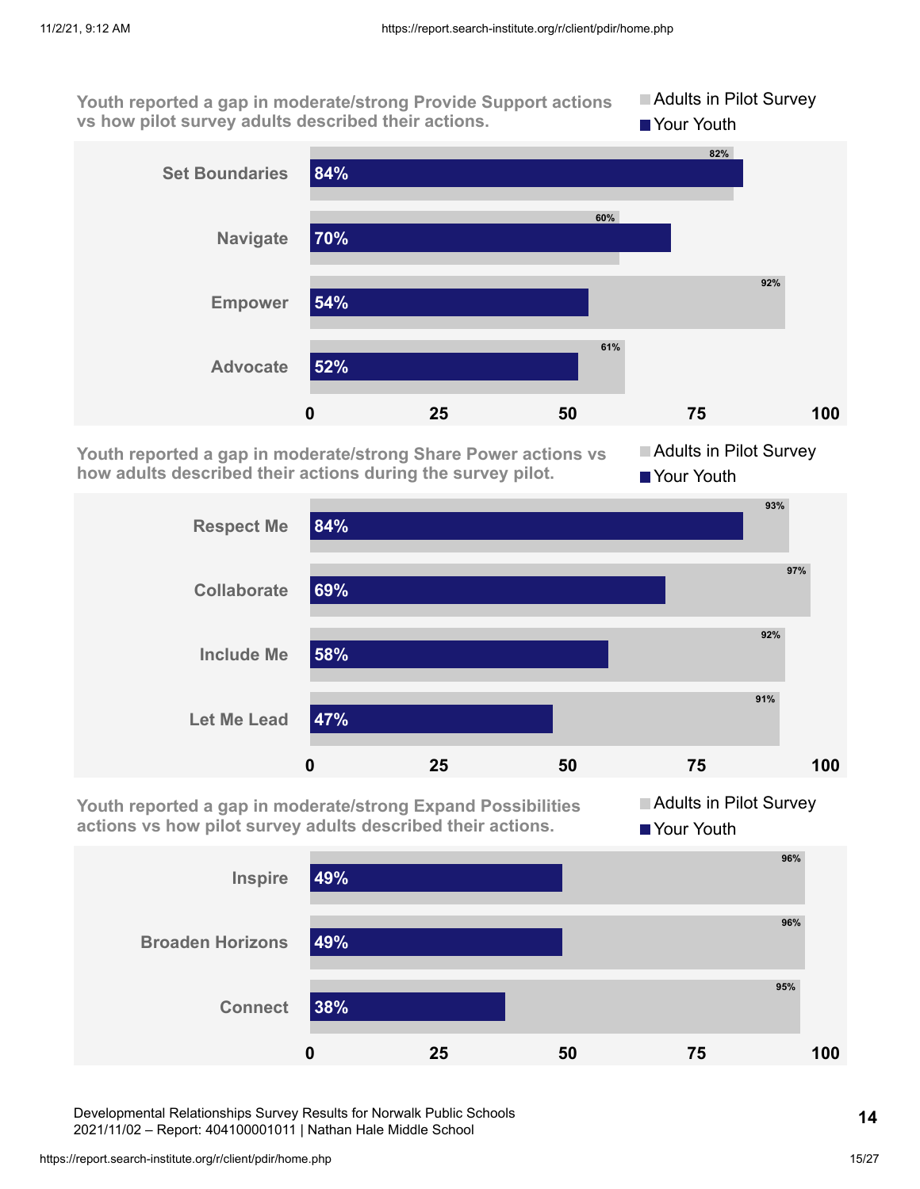**Youth reported a gap in moderate/strong Provide Support actions vs how pilot survey adults described their actions.**

| Action | Adults in Pilot Survey | Your Youth |
|---|---|---|
| Set Boundaries | 82% | 84% |
| Navigate | 60% | 70% |
| Empower | 92% | 54% |
| Advocate | 61% | 52% |

**Youth reported a gap in moderate/strong Share Power actions vs how adults described their actions during the survey pilot.**

| Action | Adults in Pilot Survey | Your Youth |
|---|---|---|
| Respect Me | 93% | 84% |
| Collaborate | 97% | 69% |
| Include Me | 92% | 58% |
| Let Me Lead | 91% | 47% |

**Youth reported a gap in moderate/strong Expand Possibilities actions vs how pilot survey adults described their actions.**

| Action | Adults in Pilot Survey | Your Youth |
|---|---|---|
| Inspire | 96% | 49% |
| Broaden Horizons | 96% | 49% |
| Connect | 95% | 38% |

Developmental Relationships Survey Results for Norwalk Public Schools
2021/11/02 – Report: 404100001011 | Nathan Hale Middle School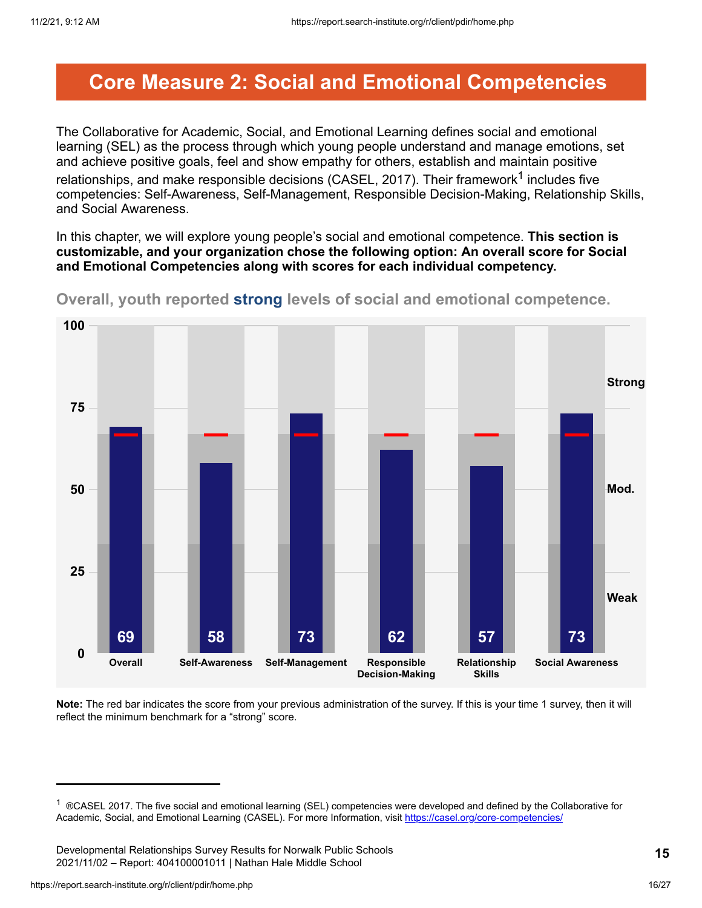# Core Measure 2: Social and Emotional Competencies

The Collaborative for Academic, Social, and Emotional Learning defines social and emotional learning (SEL) as the process through which young people understand and manage emotions, set and achieve positive goals, feel and show empathy for others, establish and maintain positive relationships, and make responsible decisions (CASEL, 2017). Their framework[1] includes five competencies: Self-Awareness, Self-Management, Responsible Decision-Making, Relationship Skills, and Social Awareness.

In this chapter, we will explore young people's social and emotional competence. **This section is customizable, and your organization chose the following option: An overall score for Social and Emotional Competencies along with scores for each individual competency.**

## Overall, youth reported **strong** levels of social and emotional competence.

| Overall | Self-Awareness | Self-Management | Responsible Decision-Making | Relationship Skills | Social Awareness |
|---|---|---|---|---|---|
| 69 | 58 | 73 | 62 | 57 | 73 |

Scale: 0–100 (Weak, Mod., Strong)

**Note:** The red bar indicates the score from your previous administration of the survey. If this is your time 1 survey, then it will reflect the minimum benchmark for a "strong" score.

[1] ®CASEL 2017. The five social and emotional learning (SEL) competencies were developed and defined by the Collaborative for Academic, Social, and Emotional Learning (CASEL). For more Information, visit https://casel.org/core-competencies/

Developmental Relationships Survey Results for Norwalk Public Schools
2021/11/02 – Report: 404100001011 | Nathan Hale Middle School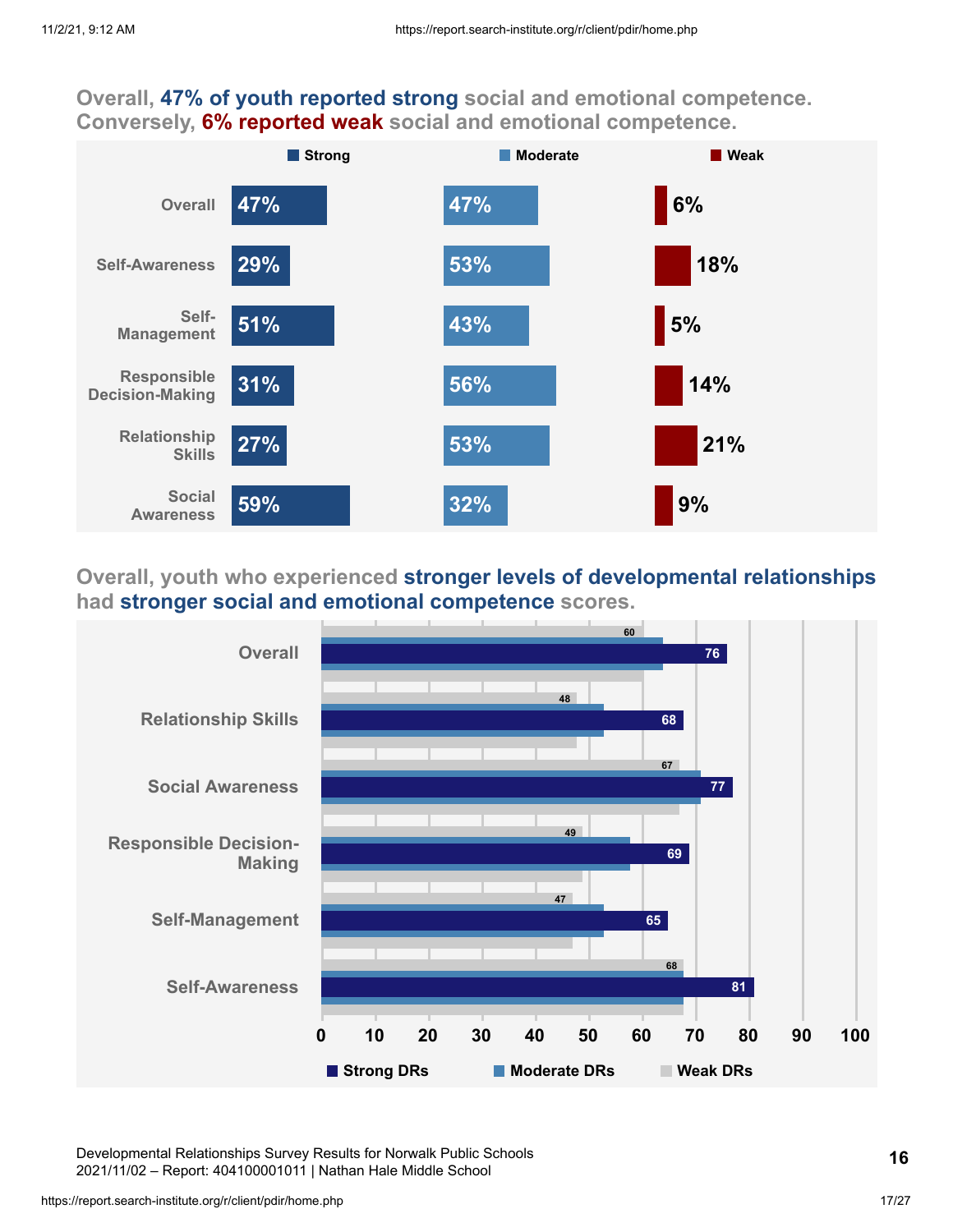## Overall, 47% of youth reported strong social and emotional competence. Conversely, 6% reported weak social and emotional competence.

| | Strong | Moderate | Weak |
|---|---|---|---|
| Overall | 47% | 47% | 6% |
| Self-Awareness | 29% | 53% | 18% |
| Self-Management | 51% | 43% | 5% |
| Responsible Decision-Making | 31% | 56% | 14% |
| Relationship Skills | 27% | 53% | 21% |
| Social Awareness | 59% | 32% | 9% |

## Overall, youth who experienced stronger levels of developmental relationships had stronger social and emotional competence scores.

| | Weak DRs | Strong DRs |
|---|---|---|
| Overall | 60 | 76 |
| Relationship Skills | 48 | 68 |
| Social Awareness | 67 | 77 |
| Responsible Decision-Making | 49 | 69 |
| Self-Management | 47 | 65 |
| Self-Awareness | 68 | 81 |

Legend: Strong DRs, Moderate DRs, Weak DRs (scale 0–100)

Developmental Relationships Survey Results for Norwalk Public Schools
2021/11/02 – Report: 404100001011 | Nathan Hale Middle School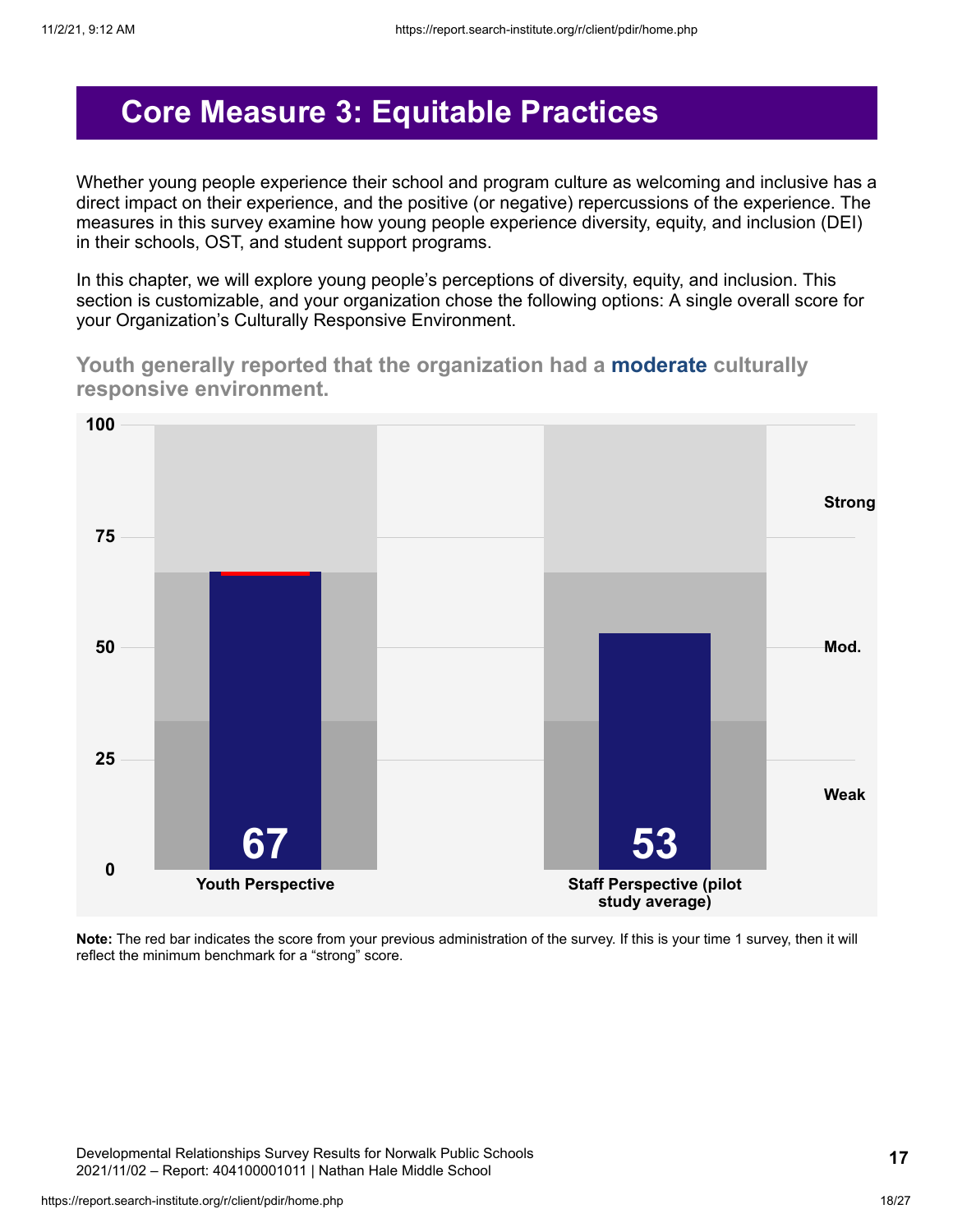# Core Measure 3: Equitable Practices

Whether young people experience their school and program culture as welcoming and inclusive has a direct impact on their experience, and the positive (or negative) repercussions of the experience. The measures in this survey examine how young people experience diversity, equity, and inclusion (DEI) in their schools, OST, and student support programs.

In this chapter, we will explore young people's perceptions of diversity, equity, and inclusion. This section is customizable, and your organization chose the following options: A single overall score for your Organization's Culturally Responsive Environment.

**Youth generally reported that the organization had a moderate culturally responsive environment.**

| | Youth Perspective | Staff Perspective (pilot study average) |
|---|---|---|
| Score | 67 | 53 |

Scale: 0–100 (Weak, Mod., Strong)

**Note:** The red bar indicates the score from your previous administration of the survey. If this is your time 1 survey, then it will reflect the minimum benchmark for a "strong" score.

Developmental Relationships Survey Results for Norwalk Public Schools
2021/11/02 – Report: 404100001011 | Nathan Hale Middle School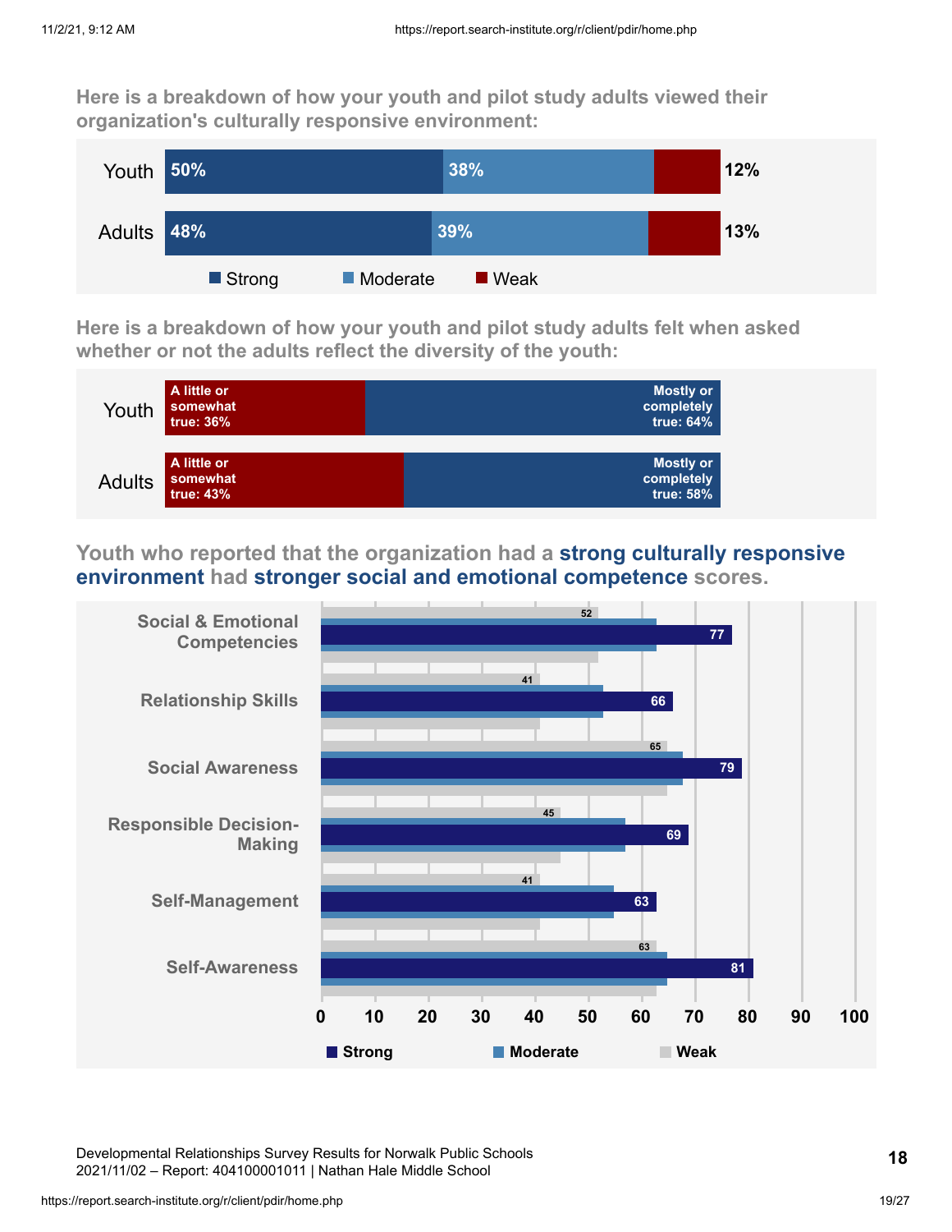**Here is a breakdown of how your youth and pilot study adults viewed their organization's culturally responsive environment:**

| | Strong | Moderate | Weak |
|---|---|---|---|
| Youth | 50% | 38% | 12% |
| Adults | 48% | 39% | 13% |

**Here is a breakdown of how your youth and pilot study adults felt when asked whether or not the adults reflect the diversity of the youth:**

| | A little or somewhat true | Mostly or completely true |
|---|---|---|
| Youth | 36% | 64% |
| Adults | 43% | 58% |

**Youth who reported that the organization had a strong culturally responsive environment had stronger social and emotional competence scores.**

| | Strong | Weak |
|---|---|---|
| Social & Emotional Competencies | 77 | 52 |
| Relationship Skills | 66 | 41 |
| Social Awareness | 79 | 65 |
| Responsible Decision-Making | 69 | 45 |
| Self-Management | 63 | 41 |
| Self-Awareness | 81 | 63 |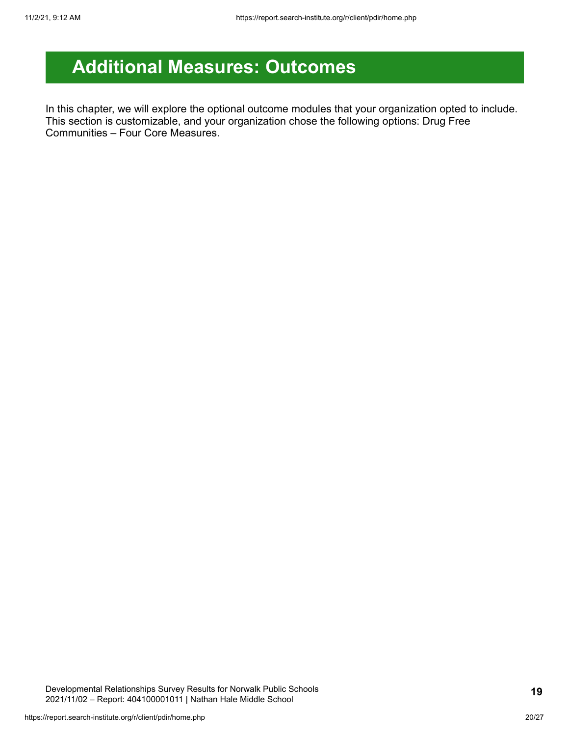# Additional Measures: Outcomes

In this chapter, we will explore the optional outcome modules that your organization opted to include. This section is customizable, and your organization chose the following options: Drug Free Communities – Four Core Measures.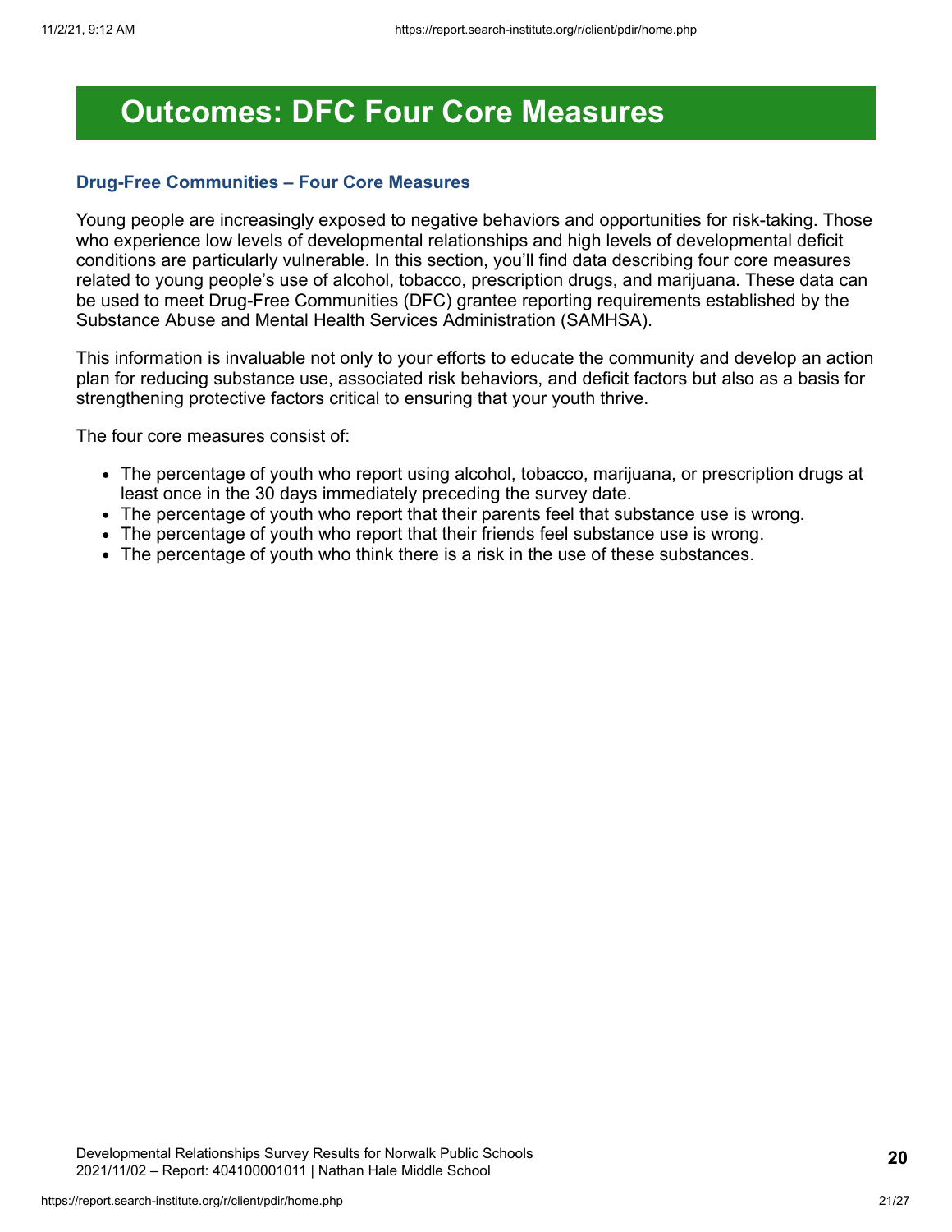# Outcomes: DFC Four Core Measures

### Drug-Free Communities – Four Core Measures

Young people are increasingly exposed to negative behaviors and opportunities for risk-taking. Those who experience low levels of developmental relationships and high levels of developmental deficit conditions are particularly vulnerable. In this section, you'll find data describing four core measures related to young people's use of alcohol, tobacco, prescription drugs, and marijuana. These data can be used to meet Drug-Free Communities (DFC) grantee reporting requirements established by the Substance Abuse and Mental Health Services Administration (SAMHSA).

This information is invaluable not only to your efforts to educate the community and develop an action plan for reducing substance use, associated risk behaviors, and deficit factors but also as a basis for strengthening protective factors critical to ensuring that your youth thrive.

The four core measures consist of:

- The percentage of youth who report using alcohol, tobacco, marijuana, or prescription drugs at least once in the 30 days immediately preceding the survey date.
- The percentage of youth who report that their parents feel that substance use is wrong.
- The percentage of youth who report that their friends feel substance use is wrong.
- The percentage of youth who think there is a risk in the use of these substances.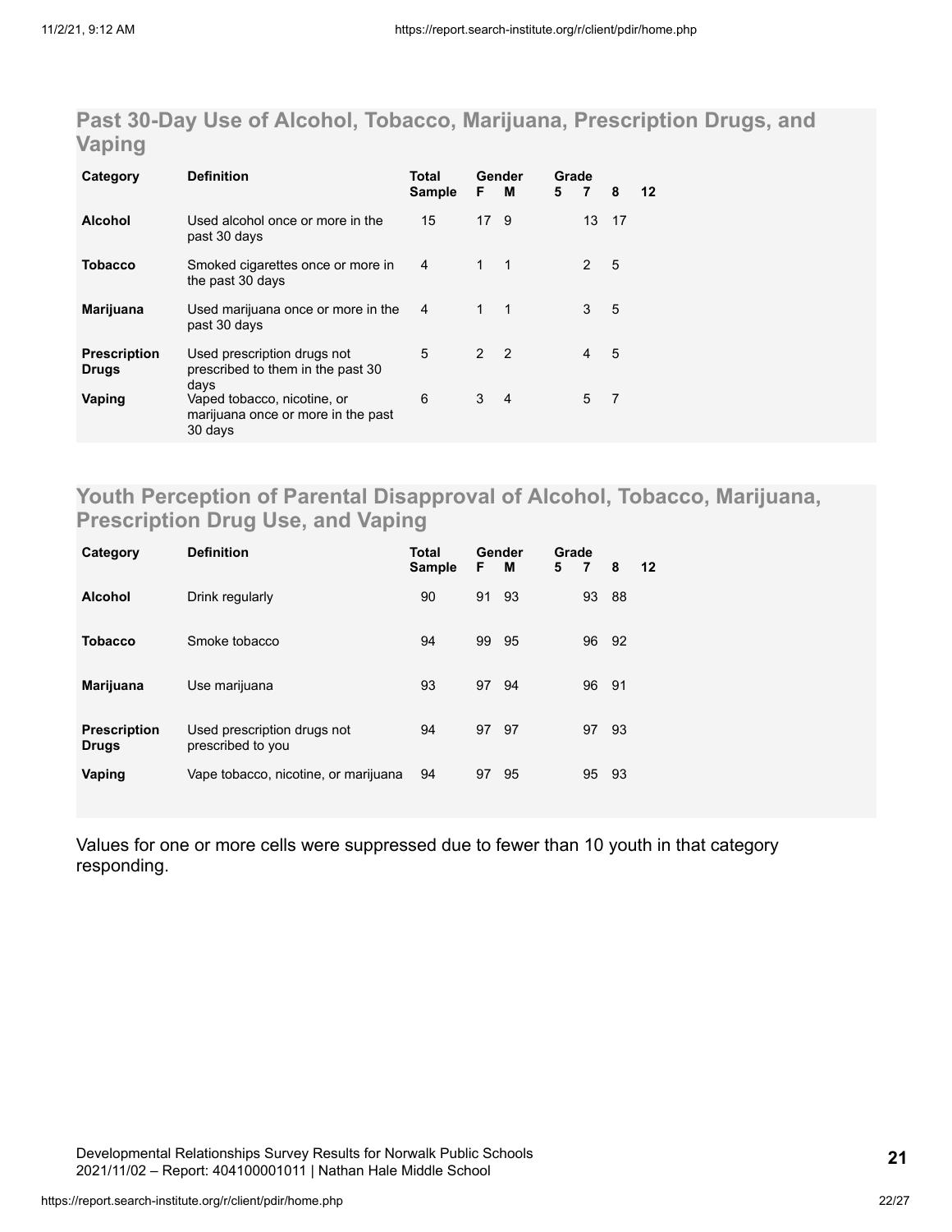## Past 30-Day Use of Alcohol, Tobacco, Marijuana, Prescription Drugs, and Vaping

| Category | Definition | Total Sample | Gender | | Grade | | | |
|---|---|---|---|---|---|---|---|---|
| | | | F | M | 5 | 7 | 8 | 12 |
| **Alcohol** | Used alcohol once or more in the past 30 days | 15 | 17 | 9 | | 13 | 17 | |
| **Tobacco** | Smoked cigarettes once or more in the past 30 days | 4 | 1 | 1 | | 2 | 5 | |
| **Marijuana** | Used marijuana once or more in the past 30 days | 4 | 1 | 1 | | 3 | 5 | |
| **Prescription Drugs** | Used prescription drugs not prescribed to them in the past 30 days | 5 | 2 | 2 | | 4 | 5 | |
| **Vaping** | Vaped tobacco, nicotine, or marijuana once or more in the past 30 days | 6 | 3 | 4 | | 5 | 7 | |

## Youth Perception of Parental Disapproval of Alcohol, Tobacco, Marijuana, Prescription Drug Use, and Vaping

| Category | Definition | Total Sample | Gender | | Grade | | | |
|---|---|---|---|---|---|---|---|---|
| | | | F | M | 5 | 7 | 8 | 12 |
| **Alcohol** | Drink regularly | 90 | 91 | 93 | | 93 | 88 | |
| **Tobacco** | Smoke tobacco | 94 | 99 | 95 | | 96 | 92 | |
| **Marijuana** | Use marijuana | 93 | 97 | 94 | | 96 | 91 | |
| **Prescription Drugs** | Used prescription drugs not prescribed to you | 94 | 97 | 97 | | 97 | 93 | |
| **Vaping** | Vape tobacco, nicotine, or marijuana | 94 | 97 | 95 | | 95 | 93 | |

Values for one or more cells were suppressed due to fewer than 10 youth in that category responding.

Developmental Relationships Survey Results for Norwalk Public Schools
2021/11/02 – Report: 404100001011 | Nathan Hale Middle School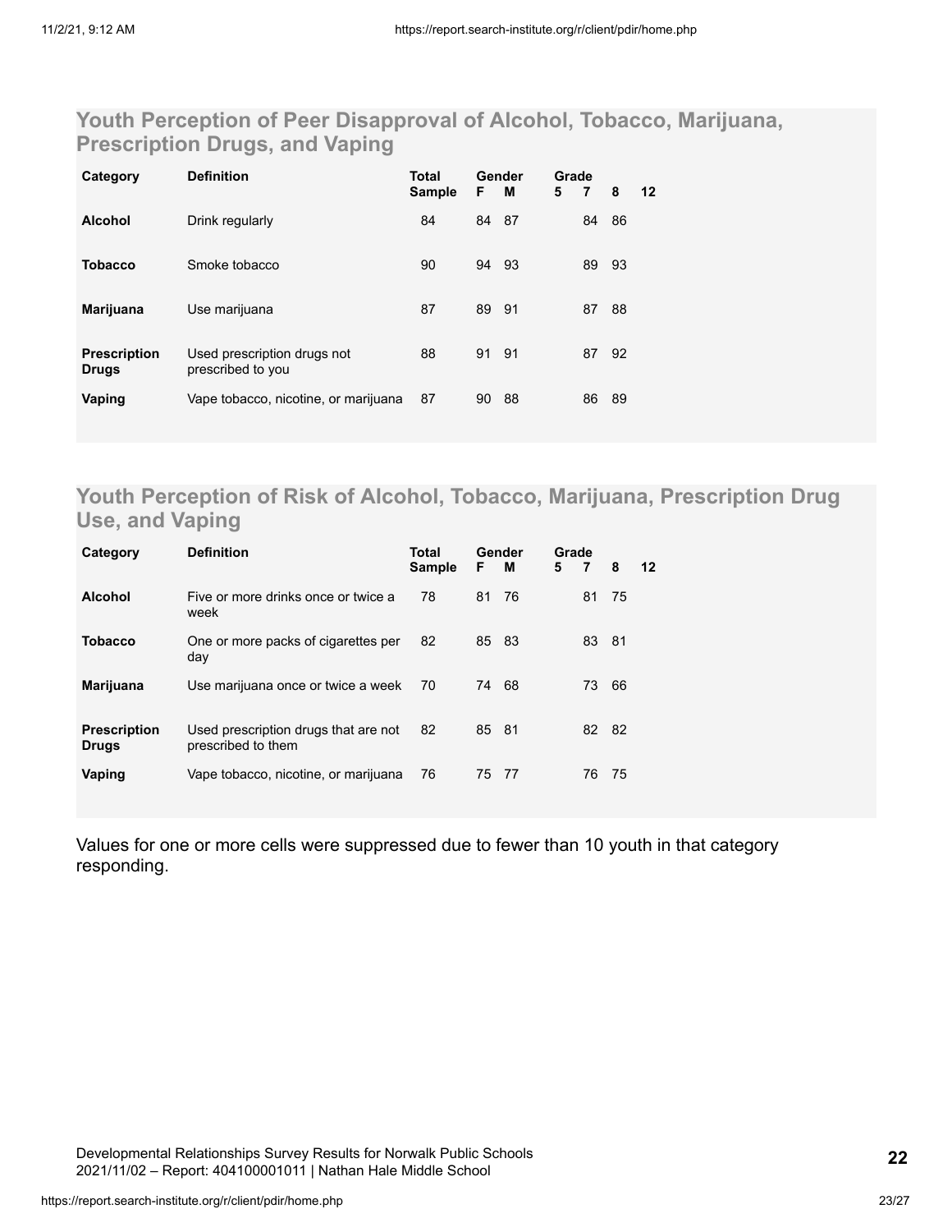## Youth Perception of Peer Disapproval of Alcohol, Tobacco, Marijuana, Prescription Drugs, and Vaping

| Category | Definition | Total Sample | Gender | | Grade | | | |
|---|---|---|---|---|---|---|---|---|
| | | | F | M | 5 | 7 | 8 | 12 |
| **Alcohol** | Drink regularly | 84 | 84 | 87 | | 84 | 86 | |
| **Tobacco** | Smoke tobacco | 90 | 94 | 93 | | 89 | 93 | |
| **Marijuana** | Use marijuana | 87 | 89 | 91 | | 87 | 88 | |
| **Prescription Drugs** | Used prescription drugs not prescribed to you | 88 | 91 | 91 | | 87 | 92 | |
| **Vaping** | Vape tobacco, nicotine, or marijuana | 87 | 90 | 88 | | 86 | 89 | |

## Youth Perception of Risk of Alcohol, Tobacco, Marijuana, Prescription Drug Use, and Vaping

| Category | Definition | Total Sample | Gender | | Grade | | | |
|---|---|---|---|---|---|---|---|---|
| | | | F | M | 5 | 7 | 8 | 12 |
| **Alcohol** | Five or more drinks once or twice a week | 78 | 81 | 76 | | 81 | 75 | |
| **Tobacco** | One or more packs of cigarettes per day | 82 | 85 | 83 | | 83 | 81 | |
| **Marijuana** | Use marijuana once or twice a week | 70 | 74 | 68 | | 73 | 66 | |
| **Prescription Drugs** | Used prescription drugs that are not prescribed to them | 82 | 85 | 81 | | 82 | 82 | |
| **Vaping** | Vape tobacco, nicotine, or marijuana | 76 | 75 | 77 | | 76 | 75 | |

Values for one or more cells were suppressed due to fewer than 10 youth in that category responding.

Developmental Relationships Survey Results for Norwalk Public Schools
2021/11/02 – Report: 404100001011 | Nathan Hale Middle School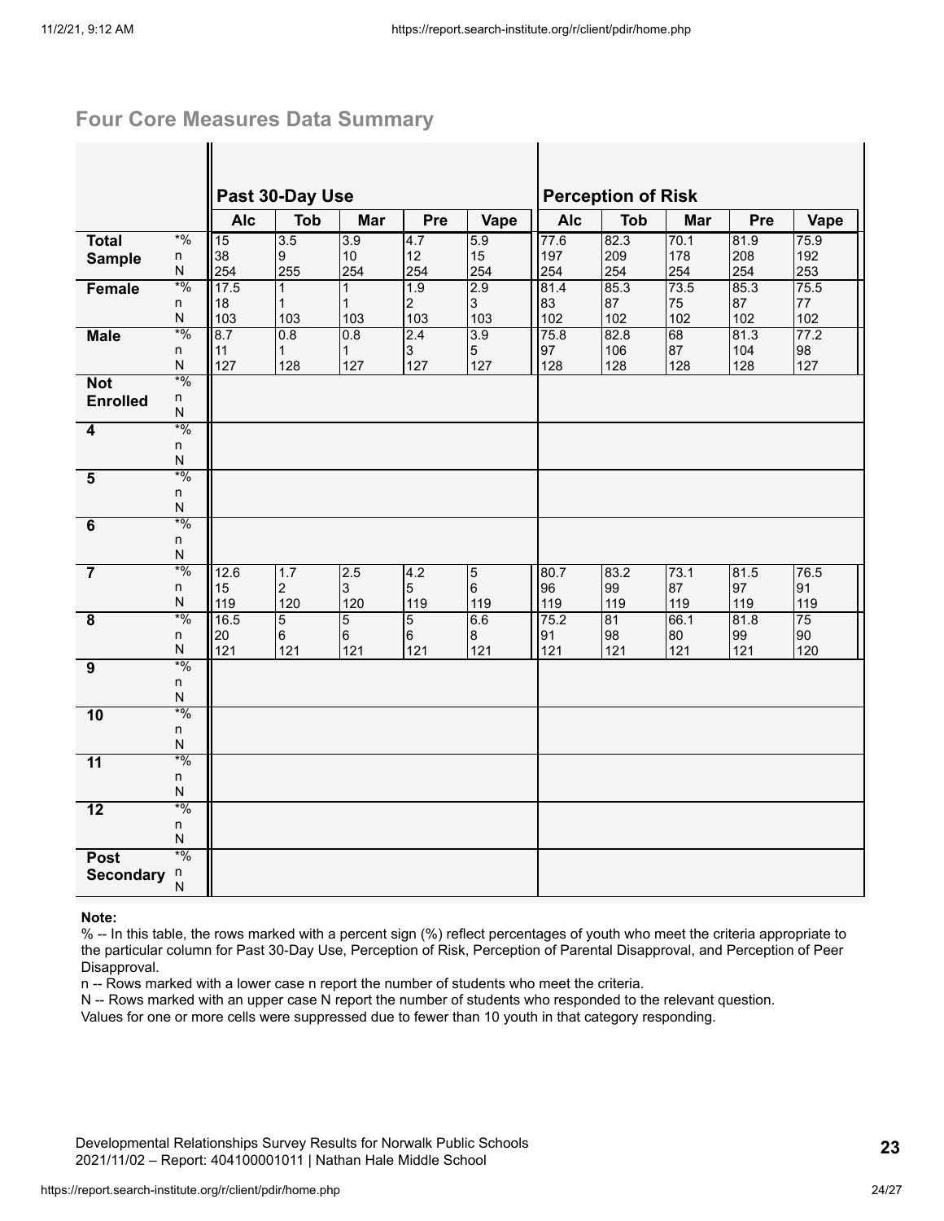## Four Core Measures Data Summary

| | | Past 30-Day Use | | | | | Perception of Risk | | | | |
|---|---|---|---|---|---|---|---|---|---|---|---|
| | | Alc | Tob | Mar | Pre | Vape | Alc | Tob | Mar | Pre | Vape |
| **Total Sample** | *% | 15 | 3.5 | 3.9 | 4.7 | 5.9 | 77.6 | 82.3 | 70.1 | 81.9 | 75.9 |
| | n | 38 | 9 | 10 | 12 | 15 | 197 | 209 | 178 | 208 | 192 |
| | N | 254 | 255 | 254 | 254 | 254 | 254 | 254 | 254 | 254 | 253 |
| **Female** | *% | 17.5 | 1 | 1 | 1.9 | 2.9 | 81.4 | 85.3 | 73.5 | 85.3 | 75.5 |
| | n | 18 | 1 | 1 | 2 | 3 | 83 | 87 | 75 | 87 | 77 |
| | N | 103 | 103 | 103 | 103 | 103 | 102 | 102 | 102 | 102 | 102 |
| **Male** | *% | 8.7 | 0.8 | 0.8 | 2.4 | 3.9 | 75.8 | 82.8 | 68 | 81.3 | 77.2 |
| | n | 11 | 1 | 1 | 3 | 5 | 97 | 106 | 87 | 104 | 98 |
| | N | 127 | 128 | 127 | 127 | 127 | 128 | 128 | 128 | 128 | 127 |
| **Not Enrolled** | *% | | | | | | | | | | |
| | n | | | | | | | | | | |
| | N | | | | | | | | | | |
| **4** | *% | | | | | | | | | | |
| | n | | | | | | | | | | |
| | N | | | | | | | | | | |
| **5** | *% | | | | | | | | | | |
| | n | | | | | | | | | | |
| | N | | | | | | | | | | |
| **6** | *% | | | | | | | | | | |
| | n | | | | | | | | | | |
| | N | | | | | | | | | | |
| **7** | *% | 12.6 | 1.7 | 2.5 | 4.2 | 5 | 80.7 | 83.2 | 73.1 | 81.5 | 76.5 |
| | n | 15 | 2 | 3 | 5 | 6 | 96 | 99 | 87 | 97 | 91 |
| | N | 119 | 120 | 120 | 119 | 119 | 119 | 119 | 119 | 119 | 119 |
| **8** | *% | 16.5 | 5 | 5 | 5 | 6.6 | 75.2 | 81 | 66.1 | 81.8 | 75 |
| | n | 20 | 6 | 6 | 6 | 8 | 91 | 98 | 80 | 99 | 90 |
| | N | 121 | 121 | 121 | 121 | 121 | 121 | 121 | 121 | 121 | 120 |
| **9** | *% | | | | | | | | | | |
| | n | | | | | | | | | | |
| | N | | | | | | | | | | |
| **10** | *% | | | | | | | | | | |
| | n | | | | | | | | | | |
| | N | | | | | | | | | | |
| **11** | *% | | | | | | | | | | |
| | n | | | | | | | | | | |
| | N | | | | | | | | | | |
| **12** | *% | | | | | | | | | | |
| | n | | | | | | | | | | |
| | N | | | | | | | | | | |
| **Post Secondary** | *% | | | | | | | | | | |
| | n | | | | | | | | | | |
| | N | | | | | | | | | | |

**Note:**

% -- In this table, the rows marked with a percent sign (%) reflect percentages of youth who meet the criteria appropriate to the particular column for Past 30-Day Use, Perception of Risk, Perception of Parental Disapproval, and Perception of Peer Disapproval.

n -- Rows marked with a lower case n report the number of students who meet the criteria.

N -- Rows marked with an upper case N report the number of students who responded to the relevant question.

Values for one or more cells were suppressed due to fewer than 10 youth in that category responding.

Developmental Relationships Survey Results for Norwalk Public Schools
2021/11/02 – Report: 404100001011 | Nathan Hale Middle School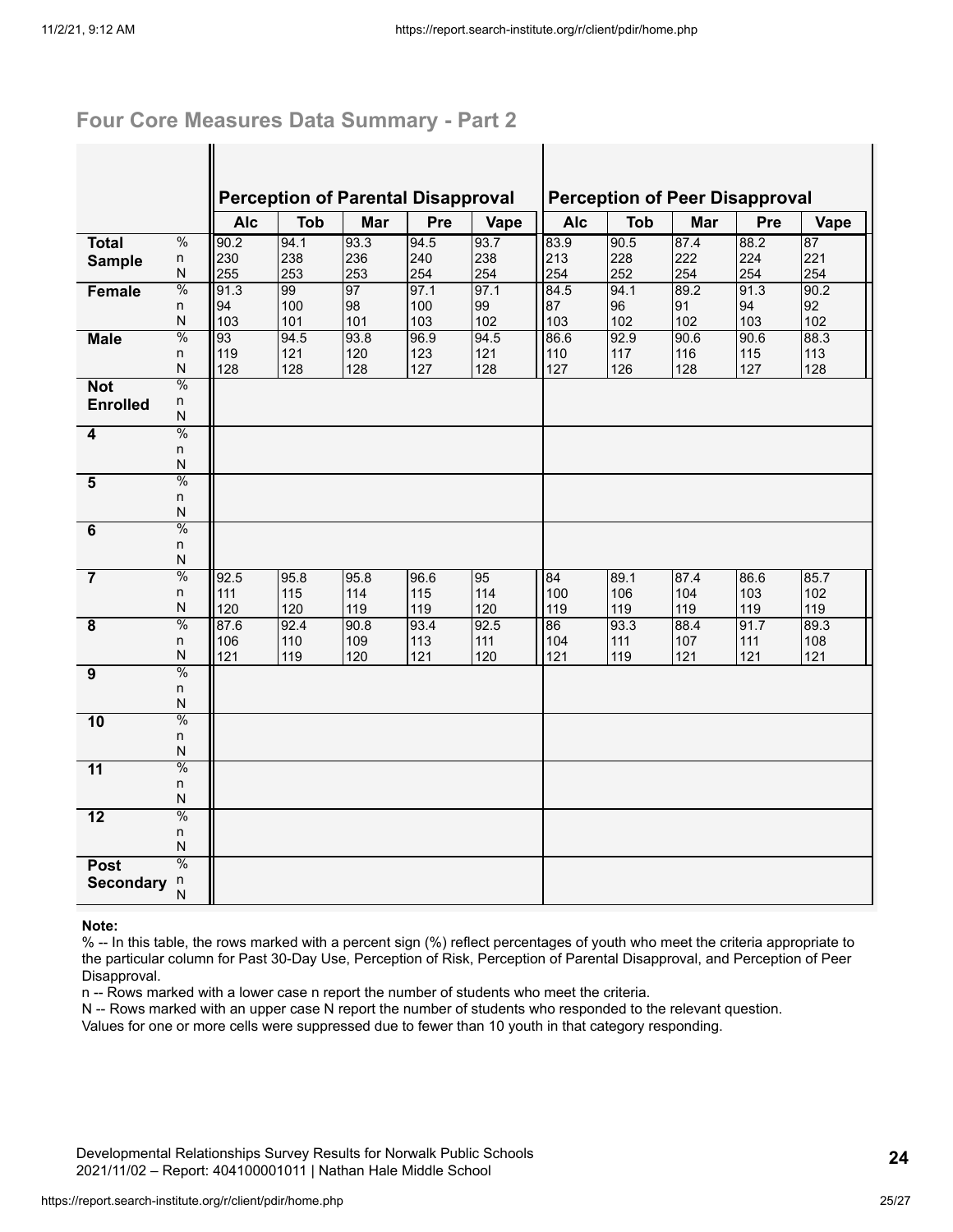## Four Core Measures Data Summary - Part 2

| | | Perception of Parental Disapproval | | | | | Perception of Peer Disapproval | | | | |
|---|---|---|---|---|---|---|---|---|---|---|---|
| | | Alc | Tob | Mar | Pre | Vape | Alc | Tob | Mar | Pre | Vape |
| **Total Sample** | % | 90.2 | 94.1 | 93.3 | 94.5 | 93.7 | 83.9 | 90.5 | 87.4 | 88.2 | 87 |
| | n | 230 | 238 | 236 | 240 | 238 | 213 | 228 | 222 | 224 | 221 |
| | N | 255 | 253 | 253 | 254 | 254 | 254 | 252 | 254 | 254 | 254 |
| **Female** | % | 91.3 | 99 | 97 | 97.1 | 97.1 | 84.5 | 94.1 | 89.2 | 91.3 | 90.2 |
| | n | 94 | 100 | 98 | 100 | 99 | 87 | 96 | 91 | 94 | 92 |
| | N | 103 | 101 | 101 | 103 | 102 | 103 | 102 | 102 | 103 | 102 |
| **Male** | % | 93 | 94.5 | 93.8 | 96.9 | 94.5 | 86.6 | 92.9 | 90.6 | 90.6 | 88.3 |
| | n | 119 | 121 | 120 | 123 | 121 | 110 | 117 | 116 | 115 | 113 |
| | N | 128 | 128 | 128 | 127 | 128 | 127 | 126 | 128 | 127 | 128 |
| **Not Enrolled** | % | | | | | | | | | | |
| | n | | | | | | | | | | |
| | N | | | | | | | | | | |
| **4** | % | | | | | | | | | | |
| | n | | | | | | | | | | |
| | N | | | | | | | | | | |
| **5** | % | | | | | | | | | | |
| | n | | | | | | | | | | |
| | N | | | | | | | | | | |
| **6** | % | | | | | | | | | | |
| | n | | | | | | | | | | |
| | N | | | | | | | | | | |
| **7** | % | 92.5 | 95.8 | 95.8 | 96.6 | 95 | 84 | 89.1 | 87.4 | 86.6 | 85.7 |
| | n | 111 | 115 | 114 | 115 | 114 | 100 | 106 | 104 | 103 | 102 |
| | N | 120 | 120 | 119 | 119 | 120 | 119 | 119 | 119 | 119 | 119 |
| **8** | % | 87.6 | 92.4 | 90.8 | 93.4 | 92.5 | 86 | 93.3 | 88.4 | 91.7 | 89.3 |
| | n | 106 | 110 | 109 | 113 | 111 | 104 | 111 | 107 | 111 | 108 |
| | N | 121 | 119 | 120 | 121 | 120 | 121 | 119 | 121 | 121 | 121 |
| **9** | % | | | | | | | | | | |
| | n | | | | | | | | | | |
| | N | | | | | | | | | | |
| **10** | % | | | | | | | | | | |
| | n | | | | | | | | | | |
| | N | | | | | | | | | | |
| **11** | % | | | | | | | | | | |
| | n | | | | | | | | | | |
| | N | | | | | | | | | | |
| **12** | % | | | | | | | | | | |
| | n | | | | | | | | | | |
| | N | | | | | | | | | | |
| **Post Secondary** | % | | | | | | | | | | |
| | n | | | | | | | | | | |
| | N | | | | | | | | | | |

**Note:**

% -- In this table, the rows marked with a percent sign (%) reflect percentages of youth who meet the criteria appropriate to the particular column for Past 30-Day Use, Perception of Risk, Perception of Parental Disapproval, and Perception of Peer Disapproval.

n -- Rows marked with a lower case n report the number of students who meet the criteria.

N -- Rows marked with an upper case N report the number of students who responded to the relevant question.

Values for one or more cells were suppressed due to fewer than 10 youth in that category responding.

Developmental Relationships Survey Results for Norwalk Public Schools
2021/11/02 – Report: 404100001011 | Nathan Hale Middle School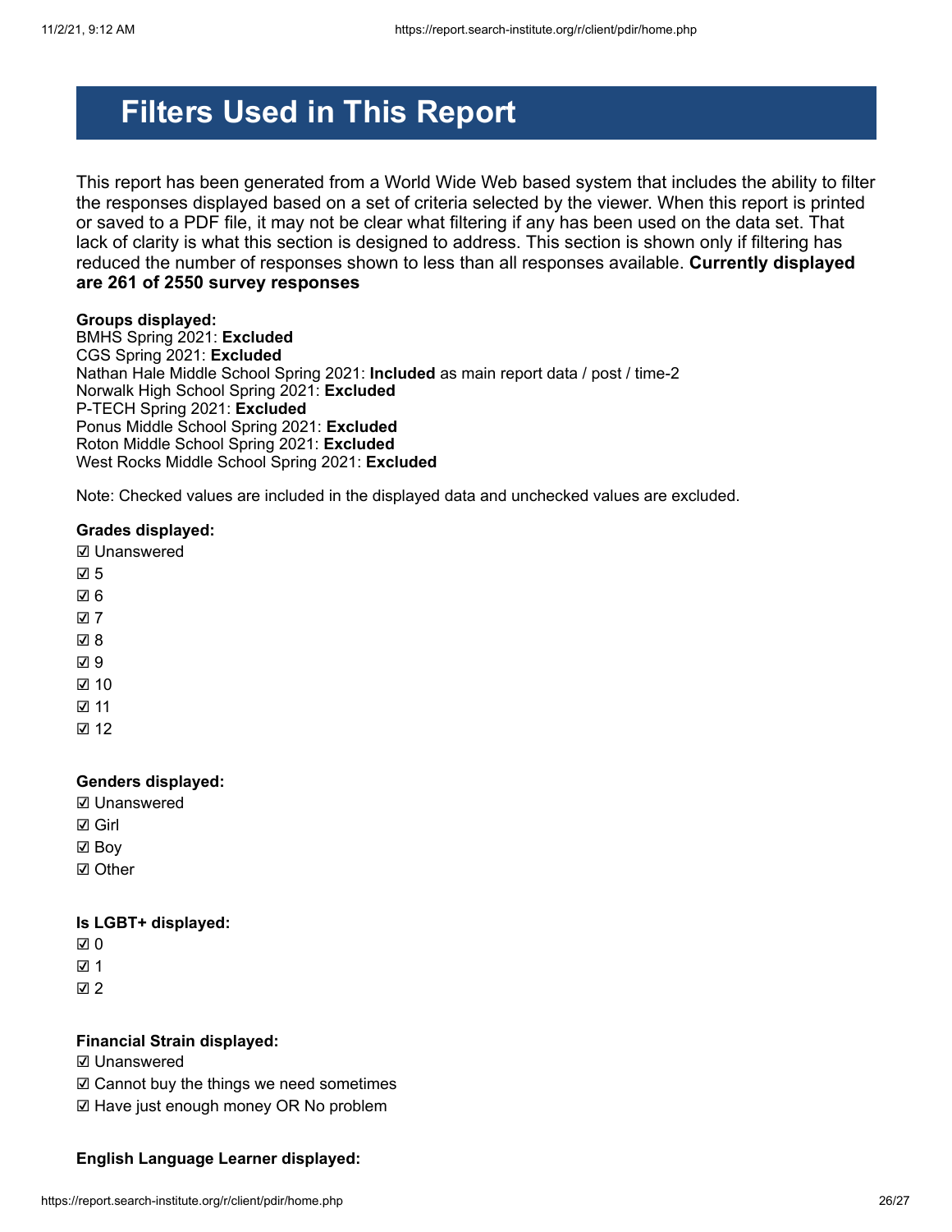# Filters Used in This Report

This report has been generated from a World Wide Web based system that includes the ability to filter the responses displayed based on a set of criteria selected by the viewer. When this report is printed or saved to a PDF file, it may not be clear what filtering if any has been used on the data set. That lack of clarity is what this section is designed to address. This section is shown only if filtering has reduced the number of responses shown to less than all responses available. **Currently displayed are 261 of 2550 survey responses**

**Groups displayed:**
BMHS Spring 2021: **Excluded**
CGS Spring 2021: **Excluded**
Nathan Hale Middle School Spring 2021: **Included** as main report data / post / time-2
Norwalk High School Spring 2021: **Excluded**
P-TECH Spring 2021: **Excluded**
Ponus Middle School Spring 2021: **Excluded**
Roton Middle School Spring 2021: **Excluded**
West Rocks Middle School Spring 2021: **Excluded**

Note: Checked values are included in the displayed data and unchecked values are excluded.

**Grades displayed:**

☑ Unanswered
☑ 5
☑ 6
☑ 7
☑ 8
☑ 9
☑ 10
☑ 11
☑ 12

**Genders displayed:**

☑ Unanswered
☑ Girl
☑ Boy
☑ Other

**Is LGBT+ displayed:**

☑ 0
☑ 1
☑ 2

**Financial Strain displayed:**

☑ Unanswered
☑ Cannot buy the things we need sometimes
☑ Have just enough money OR No problem

**English Language Learner displayed:**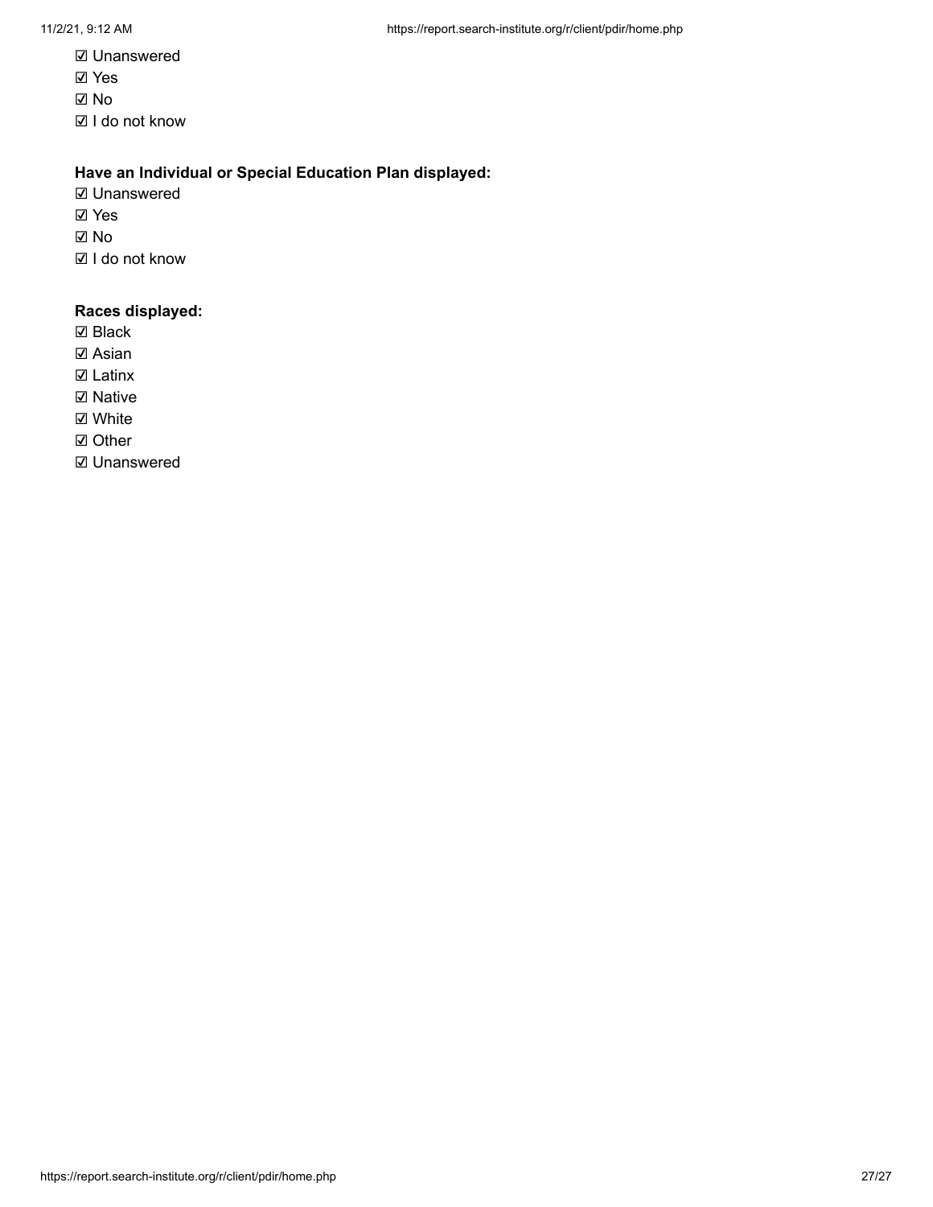☑ Unanswered
☑ Yes
☑ No
☑ I do not know

**Have an Individual or Special Education Plan displayed:**

☑ Unanswered
☑ Yes
☑ No
☑ I do not know

**Races displayed:**

☑ Black
☑ Asian
☑ Latinx
☑ Native
☑ White
☑ Other
☑ Unanswered